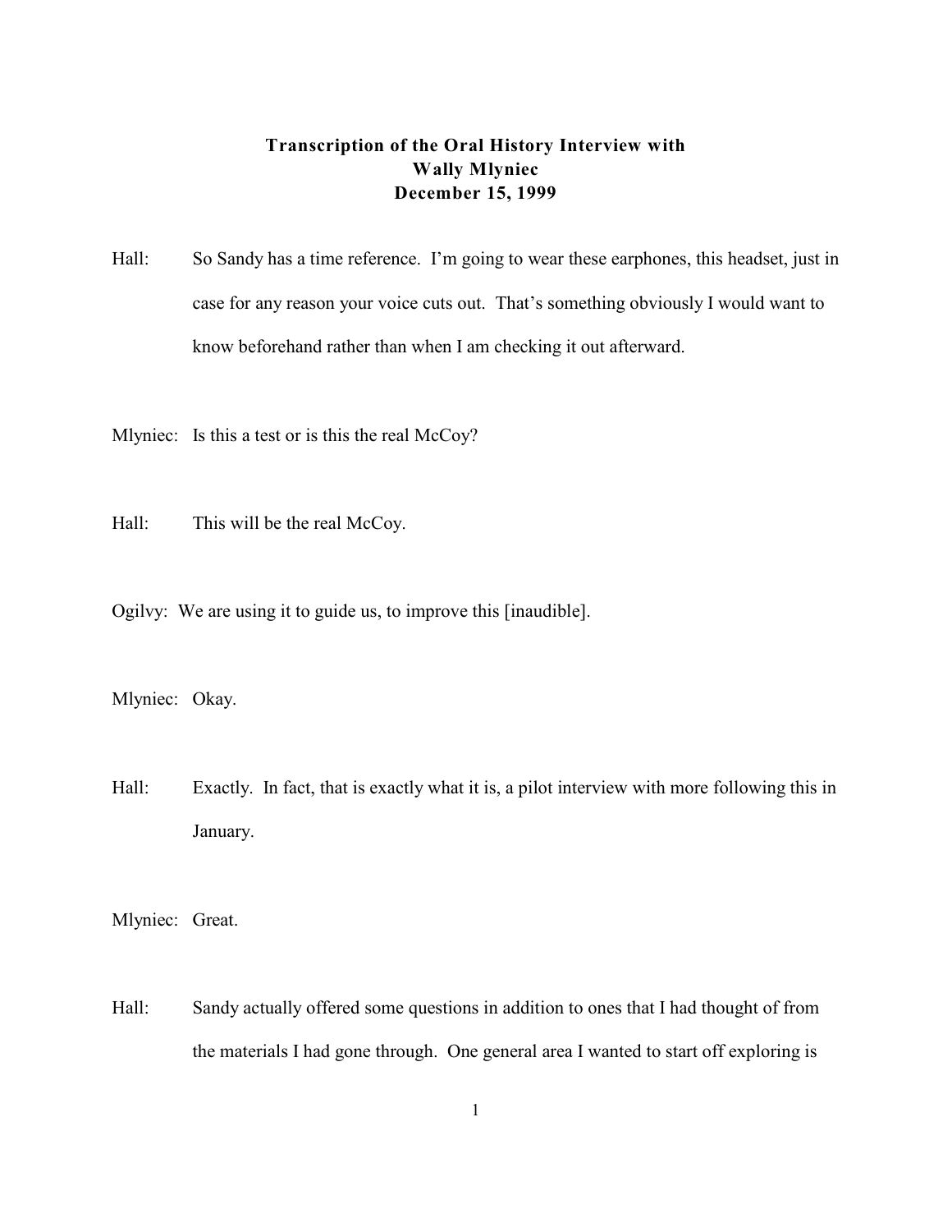# Transcription of the Oral History Interview with Wally Mlyniec December 15, 1999

Hall: So Sandy has a time reference. I'm going to wear these earphones, this headset, just in case for any reason your voice cuts out. That's something obviously I would want to know beforehand rather than when I am checking it out afterward.

Mlyniec: Is this a test or is this the real McCoy?

Hall: This will be the real McCoy.

Ogilvy: We are using it to guide us, to improve this [inaudible].

Mlyniec: Okay.

Hall: Exactly. In fact, that is exactly what it is, a pilot interview with more following this in January.

Mlyniec: Great.

Hall: Sandy actually offered some questions in addition to ones that I had thought of from the materials I had gone through. One general area I wanted to start off exploring is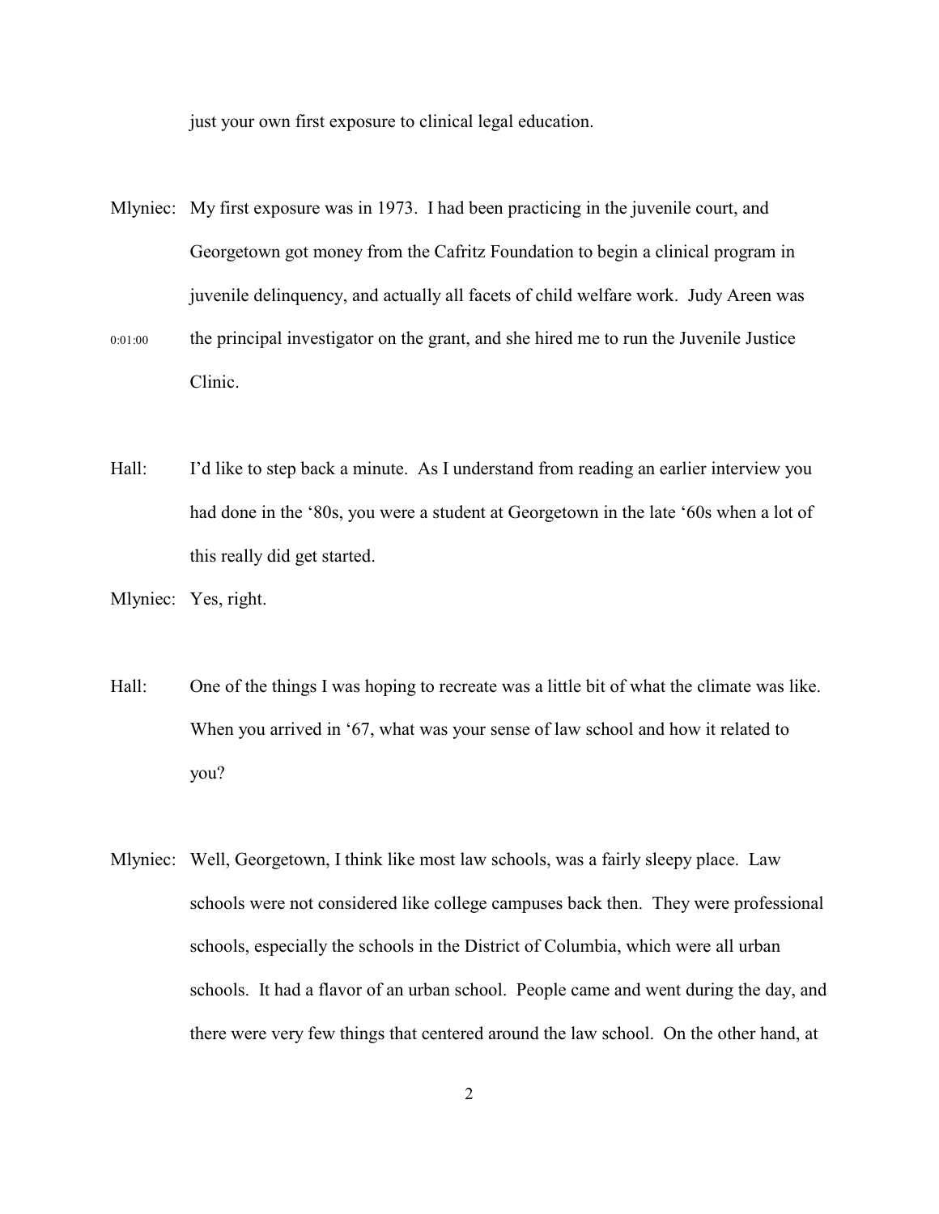just your own first exposure to clinical legal education.

Mlyniec: My first exposure was in 1973. I had been practicing in the juvenile court, and Georgetown got money from the Cafritz Foundation to begin a clinical program in juvenile delinquency, and actually all facets of child welfare work. Judy Areen was the principal investigator on the grant, and she hired me to run the Juvenile Justice Clinic.

0:01:00

Hall: I'd like to step back a minute. As I understand from reading an earlier interview you had done in the '80s, you were a student at Georgetown in the late '60s when a lot of this really did get started.

Mlyniec: Yes, right.

Hall: One of the things I was hoping to recreate was a little bit of what the climate was like. When you arrived in '67, what was your sense of law school and how it related to you?

Mlyniec: Well, Georgetown, I think like most law schools, was a fairly sleepy place. Law schools were not considered like college campuses back then. They were professional schools, especially the schools in the District of Columbia, which were all urban schools. It had a flavor of an urban school. People came and went during the day, and there were very few things that centered around the law school. On the other hand, at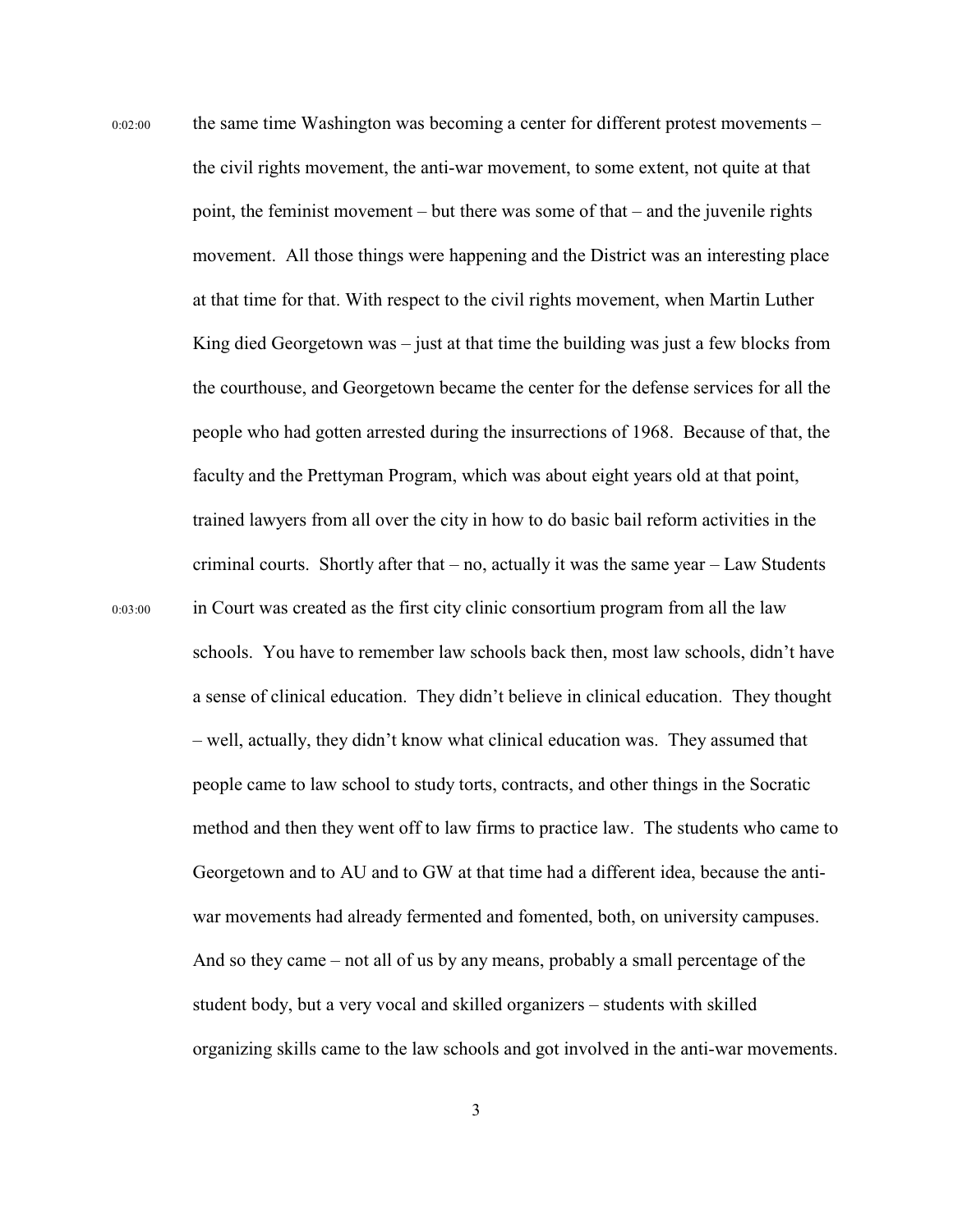0:02:00 the same time Washington was becoming a center for different protest movements – the civil rights movement, the anti-war movement, to some extent, not quite at that point, the feminist movement – but there was some of that – and the juvenile rights movement. All those things were happening and the District was an interesting place at that time for that. With respect to the civil rights movement, when Martin Luther King died Georgetown was – just at that time the building was just a few blocks from the courthouse, and Georgetown became the center for the defense services for all the people who had gotten arrested during the insurrections of 1968. Because of that, the faculty and the Prettyman Program, which was about eight years old at that point, trained lawyers from all over the city in how to do basic bail reform activities in the criminal courts. Shortly after that – no, actually it was the same year – Law Students

0:03:00 in Court was created as the first city clinic consortium program from all the law schools. You have to remember law schools back then, most law schools, didn't have a sense of clinical education. They didn't believe in clinical education. They thought – well, actually, they didn't know what clinical education was. They assumed that people came to law school to study torts, contracts, and other things in the Socratic method and then they went off to law firms to practice law. The students who came to Georgetown and to AU and to GW at that time had a different idea, because the anti-war movements had already fermented and fomented, both, on university campuses. And so they came – not all of us by any means, probably a small percentage of the student body, but a very vocal and skilled organizers – students with skilled organizing skills came to the law schools and got involved in the anti-war movements.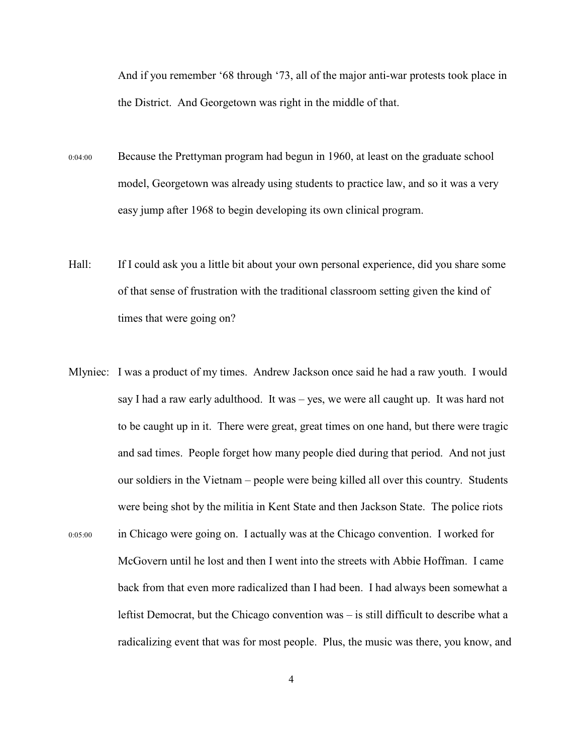And if you remember '68 through '73, all of the major anti-war protests took place in the District. And Georgetown was right in the middle of that.

0:04:00 Because the Prettyman program had begun in 1960, at least on the graduate school model, Georgetown was already using students to practice law, and so it was a very easy jump after 1968 to begin developing its own clinical program.

Hall: If I could ask you a little bit about your own personal experience, did you share some of that sense of frustration with the traditional classroom setting given the kind of times that were going on?

Mlyniec: I was a product of my times. Andrew Jackson once said he had a raw youth. I would say I had a raw early adulthood. It was – yes, we were all caught up. It was hard not to be caught up in it. There were great, great times on one hand, but there were tragic and sad times. People forget how many people died during that period. And not just our soldiers in the Vietnam – people were being killed all over this country. Students were being shot by the militia in Kent State and then Jackson State. The police riots

0:05:00 in Chicago were going on. I actually was at the Chicago convention. I worked for McGovern until he lost and then I went into the streets with Abbie Hoffman. I came back from that even more radicalized than I had been. I had always been somewhat a leftist Democrat, but the Chicago convention was – is still difficult to describe what a radicalizing event that was for most people. Plus, the music was there, you know, and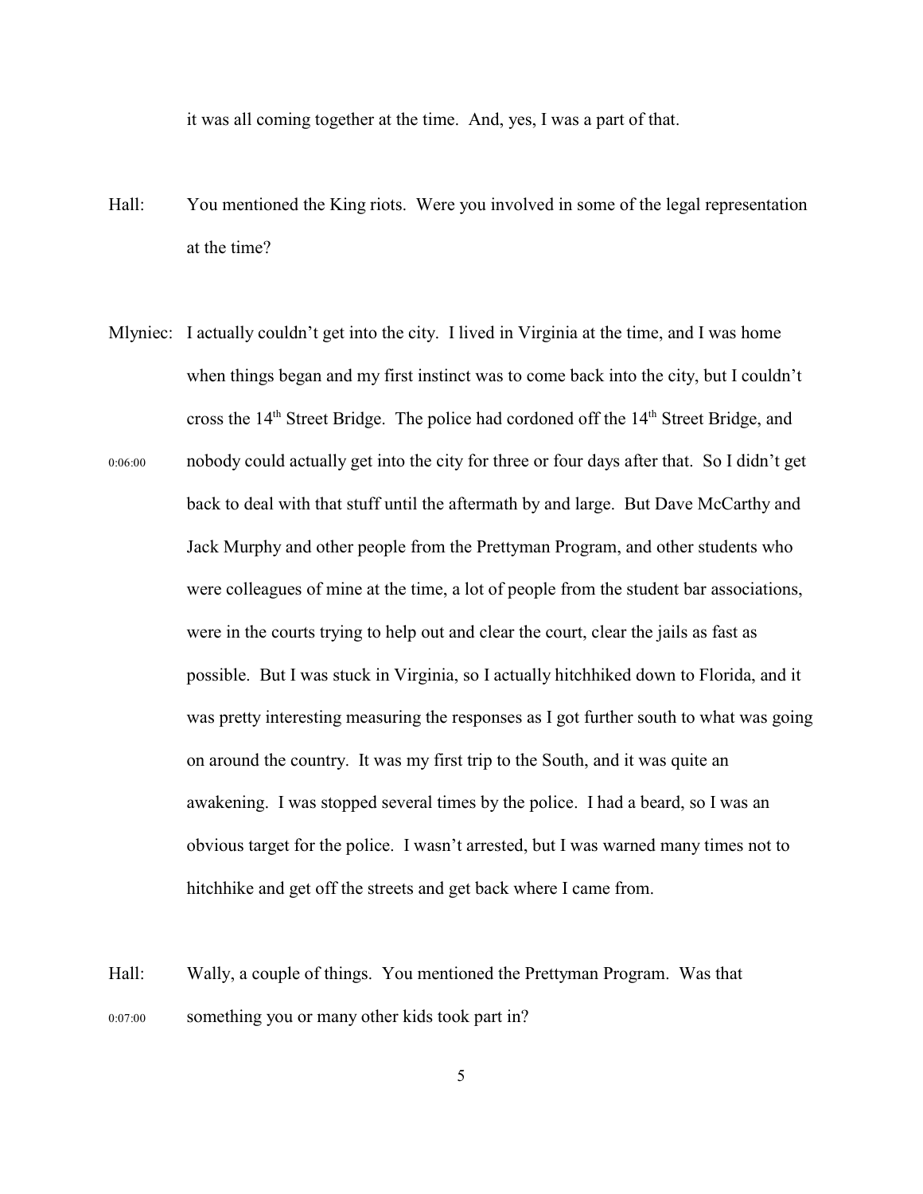it was all coming together at the time. And, yes, I was a part of that.

Hall: You mentioned the King riots. Were you involved in some of the legal representation at the time?

Mlyniec: I actually couldn't get into the city. I lived in Virginia at the time, and I was home when things began and my first instinct was to come back into the city, but I couldn't cross the 14th Street Bridge. The police had cordoned off the 14th Street Bridge, and nobody could actually get into the city for three or four days after that. So I didn't get back to deal with that stuff until the aftermath by and large. But Dave McCarthy and Jack Murphy and other people from the Prettyman Program, and other students who were colleagues of mine at the time, a lot of people from the student bar associations, were in the courts trying to help out and clear the court, clear the jails as fast as possible. But I was stuck in Virginia, so I actually hitchhiked down to Florida, and it was pretty interesting measuring the responses as I got further south to what was going on around the country. It was my first trip to the South, and it was quite an awakening. I was stopped several times by the police. I had a beard, so I was an obvious target for the police. I wasn't arrested, but I was warned many times not to hitchhike and get off the streets and get back where I came from.

0:06:00

Hall: Wally, a couple of things. You mentioned the Prettyman Program. Was that something you or many other kids took part in?

0:07:00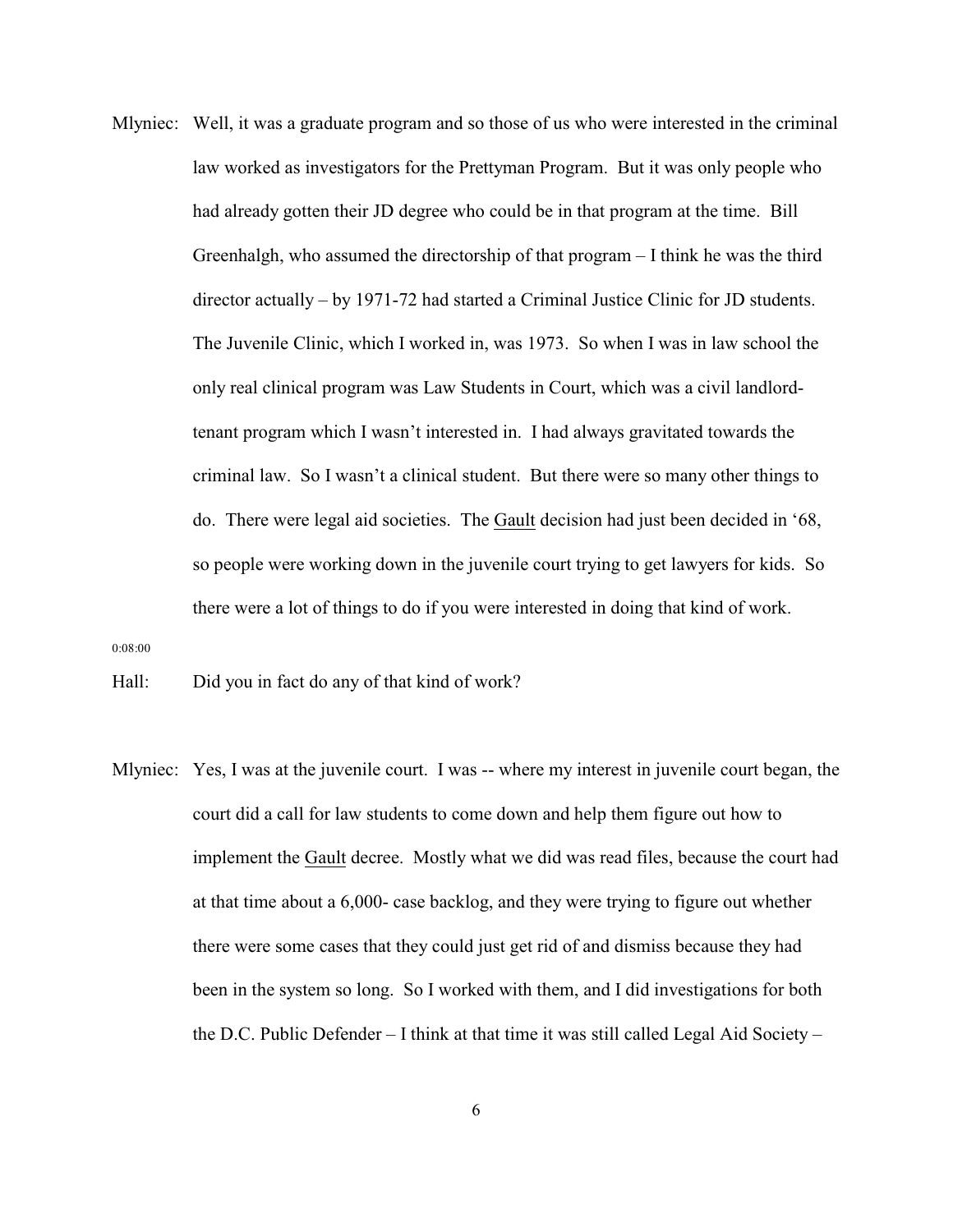Mlyniec: Well, it was a graduate program and so those of us who were interested in the criminal law worked as investigators for the Prettyman Program. But it was only people who had already gotten their JD degree who could be in that program at the time. Bill Greenhalgh, who assumed the directorship of that program – I think he was the third director actually – by 1971-72 had started a Criminal Justice Clinic for JD students. The Juvenile Clinic, which I worked in, was 1973. So when I was in law school the only real clinical program was Law Students in Court, which was a civil landlord-tenant program which I wasn't interested in. I had always gravitated towards the criminal law. So I wasn't a clinical student. But there were so many other things to do. There were legal aid societies. The Gault decision had just been decided in '68, so people were working down in the juvenile court trying to get lawyers for kids. So there were a lot of things to do if you were interested in doing that kind of work.

0:08:00

Hall: Did you in fact do any of that kind of work?

Mlyniec: Yes, I was at the juvenile court. I was -- where my interest in juvenile court began, the court did a call for law students to come down and help them figure out how to implement the Gault decree. Mostly what we did was read files, because the court had at that time about a 6,000- case backlog, and they were trying to figure out whether there were some cases that they could just get rid of and dismiss because they had been in the system so long. So I worked with them, and I did investigations for both the D.C. Public Defender – I think at that time it was still called Legal Aid Society –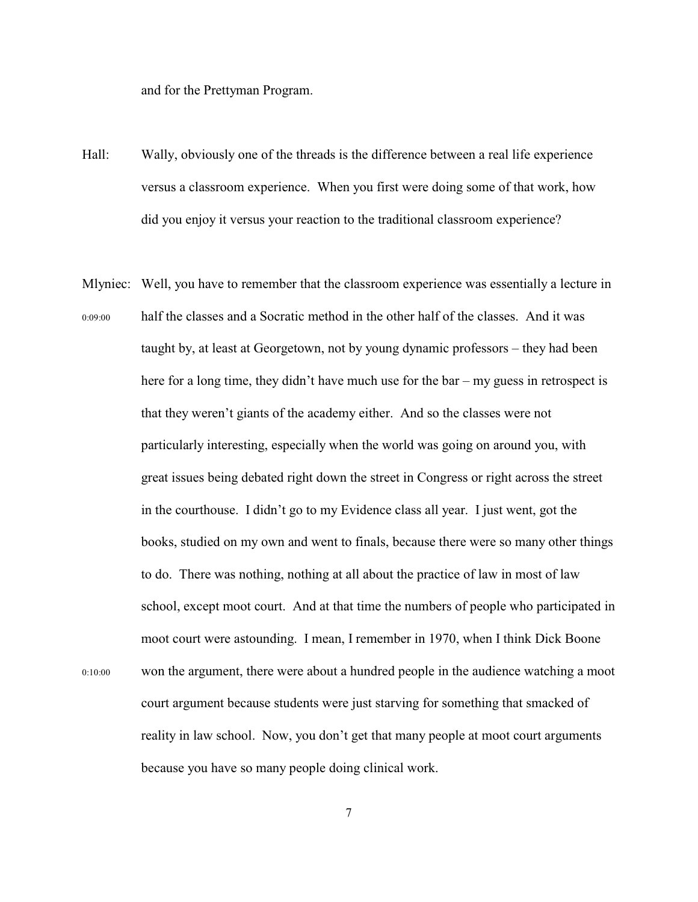and for the Prettyman Program.

Hall: Wally, obviously one of the threads is the difference between a real life experience versus a classroom experience. When you first were doing some of that work, how did you enjoy it versus your reaction to the traditional classroom experience?

Mlyniec: Well, you have to remember that the classroom experience was essentially a lecture in half the classes and a Socratic method in the other half of the classes. And it was taught by, at least at Georgetown, not by young dynamic professors – they had been here for a long time, they didn't have much use for the bar – my guess in retrospect is that they weren't giants of the academy either. And so the classes were not particularly interesting, especially when the world was going on around you, with great issues being debated right down the street in Congress or right across the street in the courthouse. I didn't go to my Evidence class all year. I just went, got the books, studied on my own and went to finals, because there were so many other things to do. There was nothing, nothing at all about the practice of law in most of law school, except moot court. And at that time the numbers of people who participated in moot court were astounding. I mean, I remember in 1970, when I think Dick Boone won the argument, there were about a hundred people in the audience watching a moot court argument because students were just starving for something that smacked of reality in law school. Now, you don't get that many people at moot court arguments because you have so many people doing clinical work.

0:09:00

0:10:00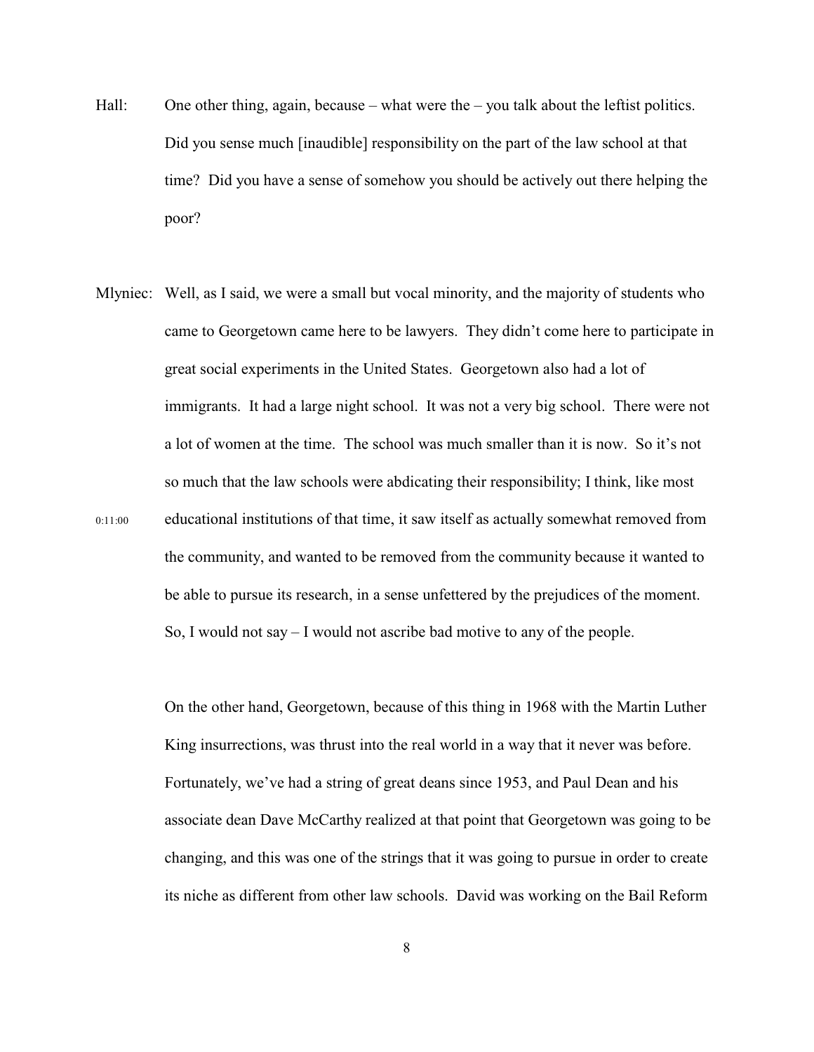Hall: One other thing, again, because – what were the – you talk about the leftist politics. Did you sense much [inaudible] responsibility on the part of the law school at that time? Did you have a sense of somehow you should be actively out there helping the poor?

Mlyniec: Well, as I said, we were a small but vocal minority, and the majority of students who came to Georgetown came here to be lawyers. They didn't come here to participate in great social experiments in the United States. Georgetown also had a lot of immigrants. It had a large night school. It was not a very big school. There were not a lot of women at the time. The school was much smaller than it is now. So it's not so much that the law schools were abdicating their responsibility; I think, like most educational institutions of that time, it saw itself as actually somewhat removed from the community, and wanted to be removed from the community because it wanted to be able to pursue its research, in a sense unfettered by the prejudices of the moment. So, I would not say – I would not ascribe bad motive to any of the people.

0:11:00

On the other hand, Georgetown, because of this thing in 1968 with the Martin Luther King insurrections, was thrust into the real world in a way that it never was before. Fortunately, we've had a string of great deans since 1953, and Paul Dean and his associate dean Dave McCarthy realized at that point that Georgetown was going to be changing, and this was one of the strings that it was going to pursue in order to create its niche as different from other law schools. David was working on the Bail Reform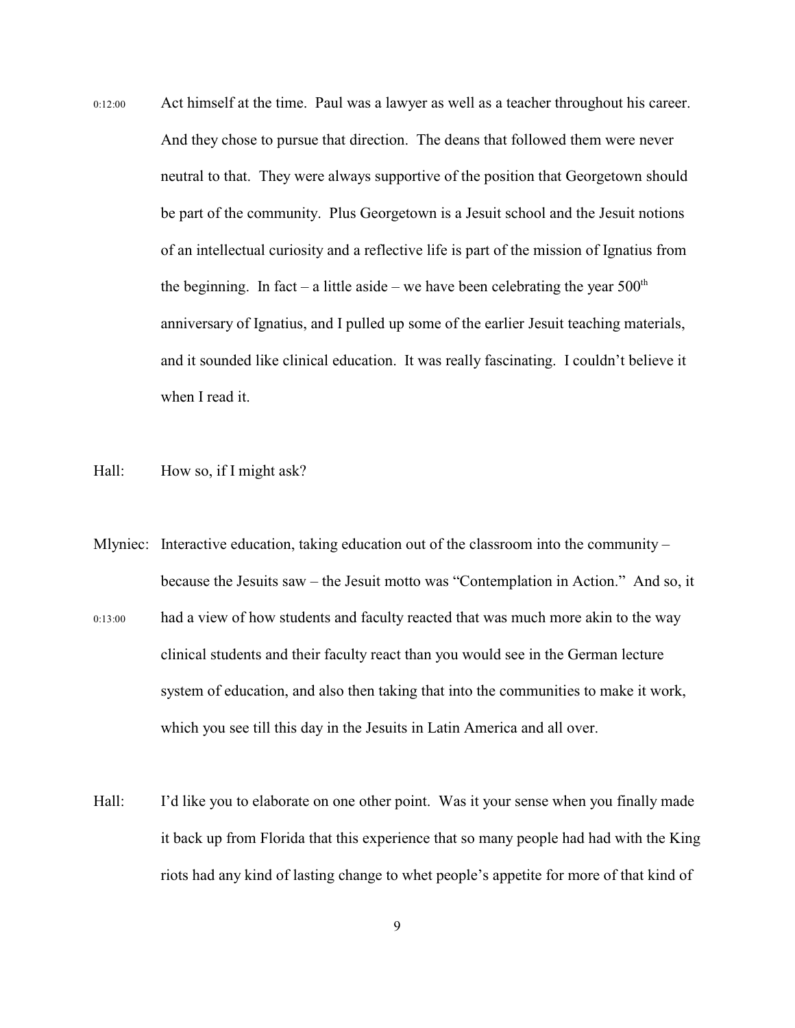0:12:00 Act himself at the time. Paul was a lawyer as well as a teacher throughout his career. And they chose to pursue that direction. The deans that followed them were never neutral to that. They were always supportive of the position that Georgetown should be part of the community. Plus Georgetown is a Jesuit school and the Jesuit notions of an intellectual curiosity and a reflective life is part of the mission of Ignatius from the beginning. In fact – a little aside – we have been celebrating the year 500th anniversary of Ignatius, and I pulled up some of the earlier Jesuit teaching materials, and it sounded like clinical education. It was really fascinating. I couldn't believe it when I read it.

Hall: How so, if I might ask?

Mlyniec: Interactive education, taking education out of the classroom into the community – because the Jesuits saw – the Jesuit motto was "Contemplation in Action." And so, it

0:13:00 had a view of how students and faculty reacted that was much more akin to the way clinical students and their faculty react than you would see in the German lecture system of education, and also then taking that into the communities to make it work, which you see till this day in the Jesuits in Latin America and all over.

Hall: I'd like you to elaborate on one other point. Was it your sense when you finally made it back up from Florida that this experience that so many people had had with the King riots had any kind of lasting change to whet people's appetite for more of that kind of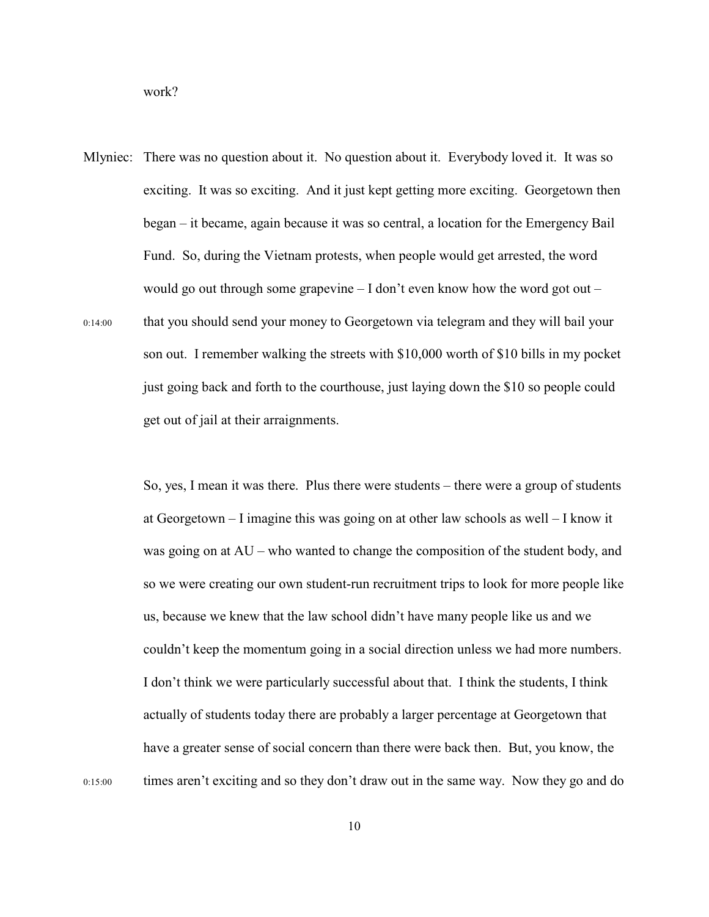work?

Mlyniec: There was no question about it. No question about it. Everybody loved it. It was so exciting. It was so exciting. And it just kept getting more exciting. Georgetown then began – it became, again because it was so central, a location for the Emergency Bail Fund. So, during the Vietnam protests, when people would get arrested, the word would go out through some grapevine – I don't even know how the word got out – that you should send your money to Georgetown via telegram and they will bail your son out. I remember walking the streets with $10,000 worth of $10 bills in my pocket just going back and forth to the courthouse, just laying down the $10 so people could get out of jail at their arraignments.

0:14:00

So, yes, I mean it was there. Plus there were students – there were a group of students at Georgetown – I imagine this was going on at other law schools as well – I know it was going on at AU – who wanted to change the composition of the student body, and so we were creating our own student-run recruitment trips to look for more people like us, because we knew that the law school didn't have many people like us and we couldn't keep the momentum going in a social direction unless we had more numbers. I don't think we were particularly successful about that. I think the students, I think actually of students today there are probably a larger percentage at Georgetown that have a greater sense of social concern than there were back then. But, you know, the times aren't exciting and so they don't draw out in the same way. Now they go and do

0:15:00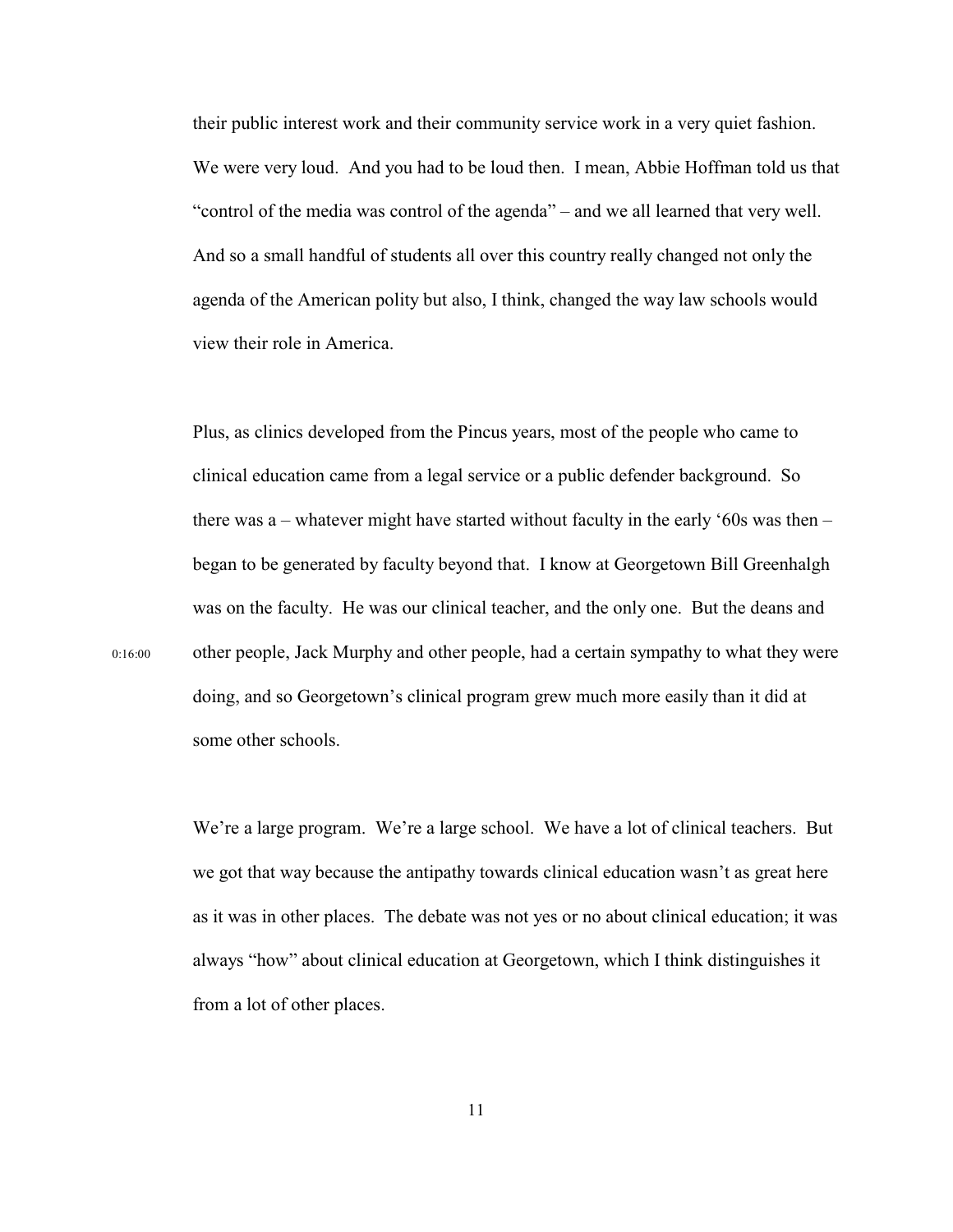their public interest work and their community service work in a very quiet fashion. We were very loud. And you had to be loud then. I mean, Abbie Hoffman told us that "control of the media was control of the agenda" – and we all learned that very well. And so a small handful of students all over this country really changed not only the agenda of the American polity but also, I think, changed the way law schools would view their role in America.

Plus, as clinics developed from the Pincus years, most of the people who came to clinical education came from a legal service or a public defender background. So there was a – whatever might have started without faculty in the early '60s was then – began to be generated by faculty beyond that. I know at Georgetown Bill Greenhalgh was on the faculty. He was our clinical teacher, and the only one. But the deans and other people, Jack Murphy and other people, had a certain sympathy to what they were doing, and so Georgetown's clinical program grew much more easily than it did at some other schools.

0:16:00

We're a large program. We're a large school. We have a lot of clinical teachers. But we got that way because the antipathy towards clinical education wasn't as great here as it was in other places. The debate was not yes or no about clinical education; it was always "how" about clinical education at Georgetown, which I think distinguishes it from a lot of other places.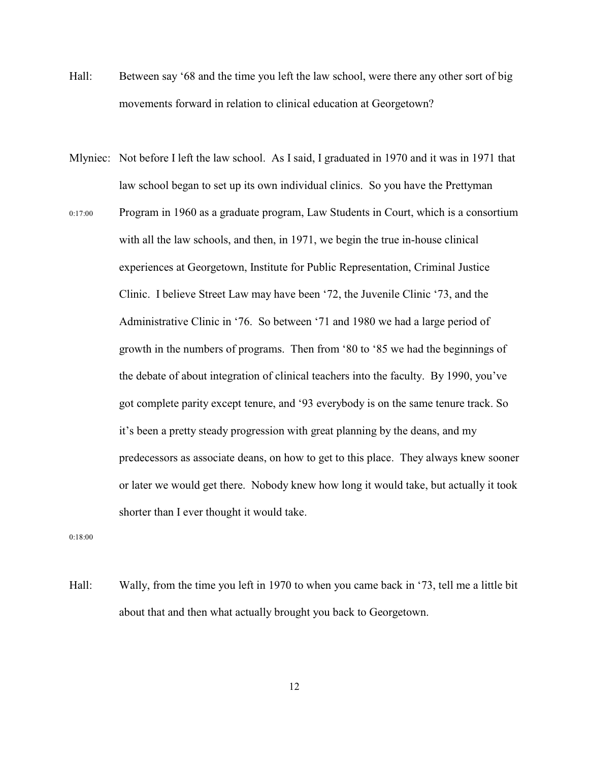Hall: Between say ‘68 and the time you left the law school, were there any other sort of big movements forward in relation to clinical education at Georgetown?

Mlyniec: Not before I left the law school. As I said, I graduated in 1970 and it was in 1971 that law school began to set up its own individual clinics. So you have the Prettyman

0:17:00 Program in 1960 as a graduate program, Law Students in Court, which is a consortium with all the law schools, and then, in 1971, we begin the true in-house clinical experiences at Georgetown, Institute for Public Representation, Criminal Justice Clinic. I believe Street Law may have been ‘72, the Juvenile Clinic ‘73, and the Administrative Clinic in ‘76. So between ‘71 and 1980 we had a large period of growth in the numbers of programs. Then from ‘80 to ‘85 we had the beginnings of the debate of about integration of clinical teachers into the faculty. By 1990, you’ve got complete parity except tenure, and ‘93 everybody is on the same tenure track. So it’s been a pretty steady progression with great planning by the deans, and my predecessors as associate deans, on how to get to this place. They always knew sooner or later we would get there. Nobody knew how long it would take, but actually it took shorter than I ever thought it would take.

0:18:00

Hall: Wally, from the time you left in 1970 to when you came back in ‘73, tell me a little bit about that and then what actually brought you back to Georgetown.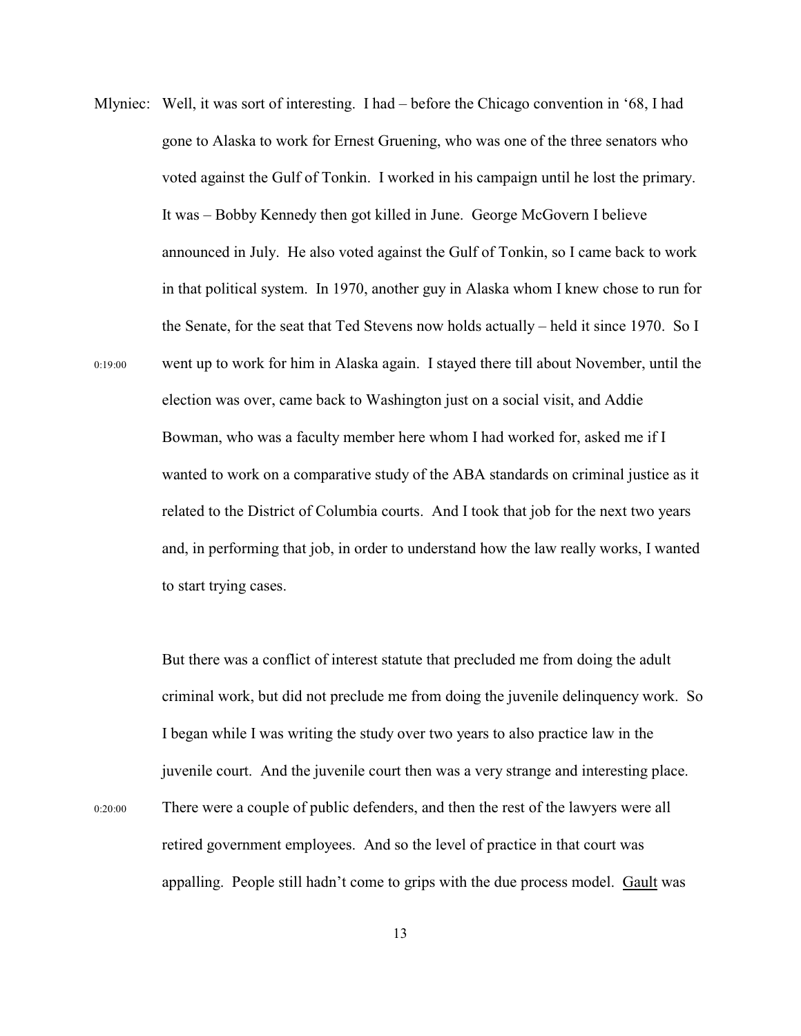Mlyniec: Well, it was sort of interesting. I had – before the Chicago convention in '68, I had gone to Alaska to work for Ernest Gruening, who was one of the three senators who voted against the Gulf of Tonkin. I worked in his campaign until he lost the primary. It was – Bobby Kennedy then got killed in June. George McGovern I believe announced in July. He also voted against the Gulf of Tonkin, so I came back to work in that political system. In 1970, another guy in Alaska whom I knew chose to run for the Senate, for the seat that Ted Stevens now holds actually – held it since 1970. So I went up to work for him in Alaska again. I stayed there till about November, until the election was over, came back to Washington just on a social visit, and Addie Bowman, who was a faculty member here whom I had worked for, asked me if I wanted to work on a comparative study of the ABA standards on criminal justice as it related to the District of Columbia courts. And I took that job for the next two years and, in performing that job, in order to understand how the law really works, I wanted to start trying cases.

0:19:00

But there was a conflict of interest statute that precluded me from doing the adult criminal work, but did not preclude me from doing the juvenile delinquency work. So I began while I was writing the study over two years to also practice law in the juvenile court. And the juvenile court then was a very strange and interesting place. There were a couple of public defenders, and then the rest of the lawyers were all retired government employees. And so the level of practice in that court was appalling. People still hadn't come to grips with the due process model. Gault was

0:20:00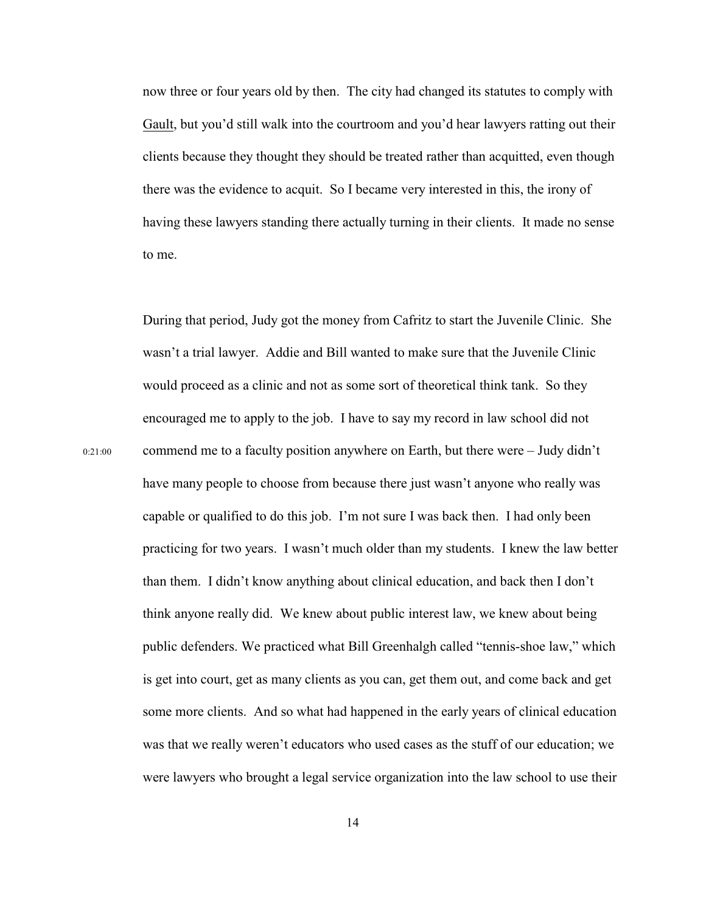now three or four years old by then. The city had changed its statutes to comply with Gault, but you'd still walk into the courtroom and you'd hear lawyers ratting out their clients because they thought they should be treated rather than acquitted, even though there was the evidence to acquit. So I became very interested in this, the irony of having these lawyers standing there actually turning in their clients. It made no sense to me.

During that period, Judy got the money from Cafritz to start the Juvenile Clinic. She wasn't a trial lawyer. Addie and Bill wanted to make sure that the Juvenile Clinic would proceed as a clinic and not as some sort of theoretical think tank. So they encouraged me to apply to the job. I have to say my record in law school did not commend me to a faculty position anywhere on Earth, but there were – Judy didn't have many people to choose from because there just wasn't anyone who really was capable or qualified to do this job. I'm not sure I was back then. I had only been practicing for two years. I wasn't much older than my students. I knew the law better than them. I didn't know anything about clinical education, and back then I don't think anyone really did. We knew about public interest law, we knew about being public defenders. We practiced what Bill Greenhalgh called "tennis-shoe law," which is get into court, get as many clients as you can, get them out, and come back and get some more clients. And so what had happened in the early years of clinical education was that we really weren't educators who used cases as the stuff of our education; we were lawyers who brought a legal service organization into the law school to use their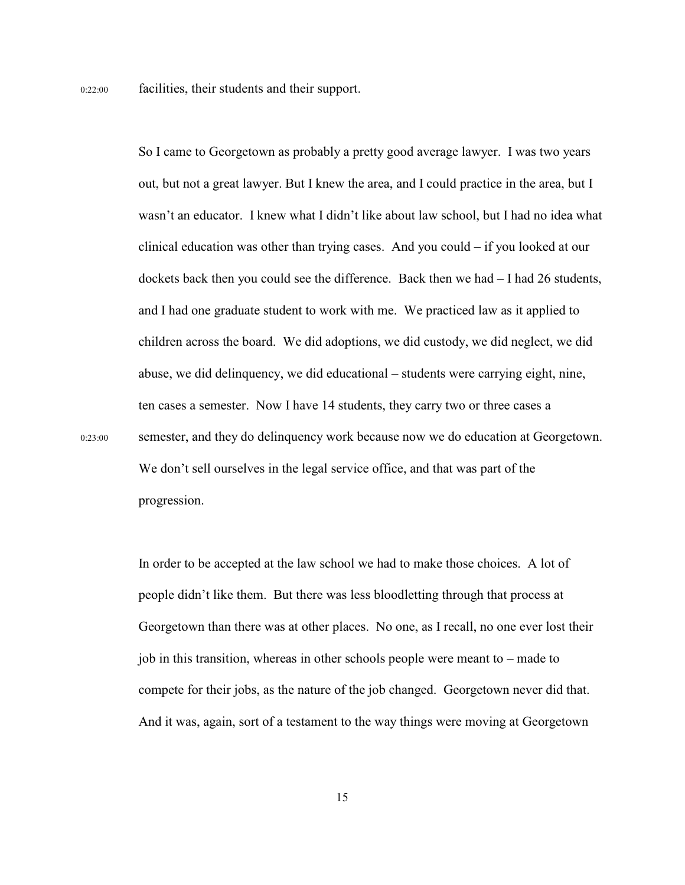0:22:00 facilities, their students and their support.

So I came to Georgetown as probably a pretty good average lawyer. I was two years out, but not a great lawyer. But I knew the area, and I could practice in the area, but I wasn't an educator. I knew what I didn't like about law school, but I had no idea what clinical education was other than trying cases. And you could – if you looked at our dockets back then you could see the difference. Back then we had – I had 26 students, and I had one graduate student to work with me. We practiced law as it applied to children across the board. We did adoptions, we did custody, we did neglect, we did abuse, we did delinquency, we did educational – students were carrying eight, nine, ten cases a semester. Now I have 14 students, they carry two or three cases a semester, and they do delinquency work because now we do education at Georgetown. We don't sell ourselves in the legal service office, and that was part of the progression.

0:23:00

In order to be accepted at the law school we had to make those choices. A lot of people didn't like them. But there was less bloodletting through that process at Georgetown than there was at other places. No one, as I recall, no one ever lost their job in this transition, whereas in other schools people were meant to – made to compete for their jobs, as the nature of the job changed. Georgetown never did that. And it was, again, sort of a testament to the way things were moving at Georgetown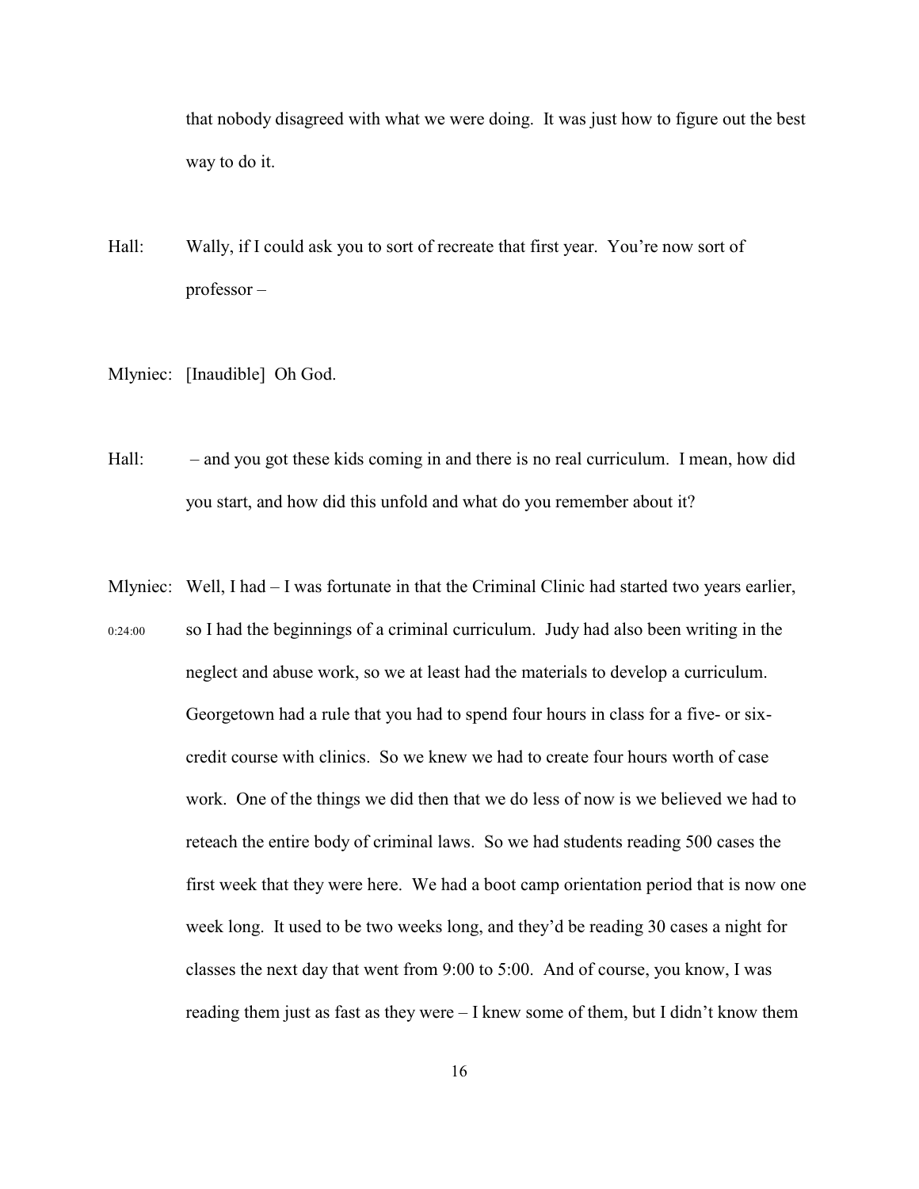that nobody disagreed with what we were doing. It was just how to figure out the best way to do it.

Hall: Wally, if I could ask you to sort of recreate that first year. You're now sort of professor –

Mlyniec: [Inaudible] Oh God.

Hall: – and you got these kids coming in and there is no real curriculum. I mean, how did you start, and how did this unfold and what do you remember about it?

Mlyniec: Well, I had – I was fortunate in that the Criminal Clinic had started two years earlier, so I had the beginnings of a criminal curriculum. Judy had also been writing in the neglect and abuse work, so we at least had the materials to develop a curriculum. Georgetown had a rule that you had to spend four hours in class for a five- or six-credit course with clinics. So we knew we had to create four hours worth of case work. One of the things we did then that we do less of now is we believed we had to reteach the entire body of criminal laws. So we had students reading 500 cases the first week that they were here. We had a boot camp orientation period that is now one week long. It used to be two weeks long, and they'd be reading 30 cases a night for classes the next day that went from 9:00 to 5:00. And of course, you know, I was reading them just as fast as they were – I knew some of them, but I didn't know them

0:24:00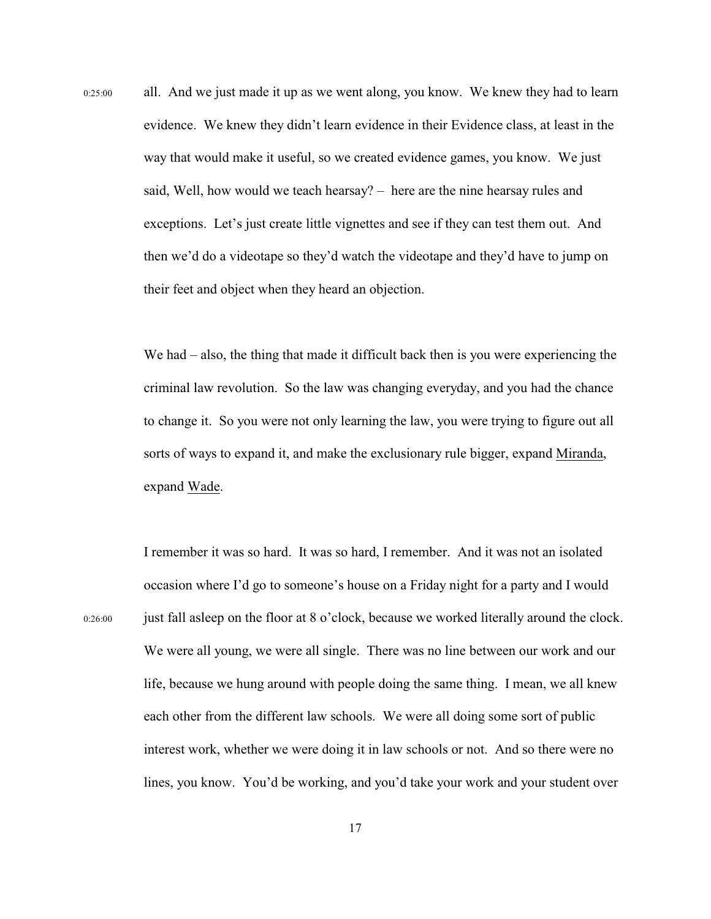0:25:00 all. And we just made it up as we went along, you know. We knew they had to learn evidence. We knew they didn't learn evidence in their Evidence class, at least in the way that would make it useful, so we created evidence games, you know. We just said, Well, how would we teach hearsay? – here are the nine hearsay rules and exceptions. Let's just create little vignettes and see if they can test them out. And then we'd do a videotape so they'd watch the videotape and they'd have to jump on their feet and object when they heard an objection.

We had – also, the thing that made it difficult back then is you were experiencing the criminal law revolution. So the law was changing everyday, and you had the chance to change it. So you were not only learning the law, you were trying to figure out all sorts of ways to expand it, and make the exclusionary rule bigger, expand <u>Miranda</u>, expand <u>Wade</u>.

I remember it was so hard. It was so hard, I remember. And it was not an isolated occasion where I'd go to someone's house on a Friday night for a party and I would

0:26:00 just fall asleep on the floor at 8 o'clock, because we worked literally around the clock. We were all young, we were all single. There was no line between our work and our life, because we hung around with people doing the same thing. I mean, we all knew each other from the different law schools. We were all doing some sort of public interest work, whether we were doing it in law schools or not. And so there were no lines, you know. You'd be working, and you'd take your work and your student over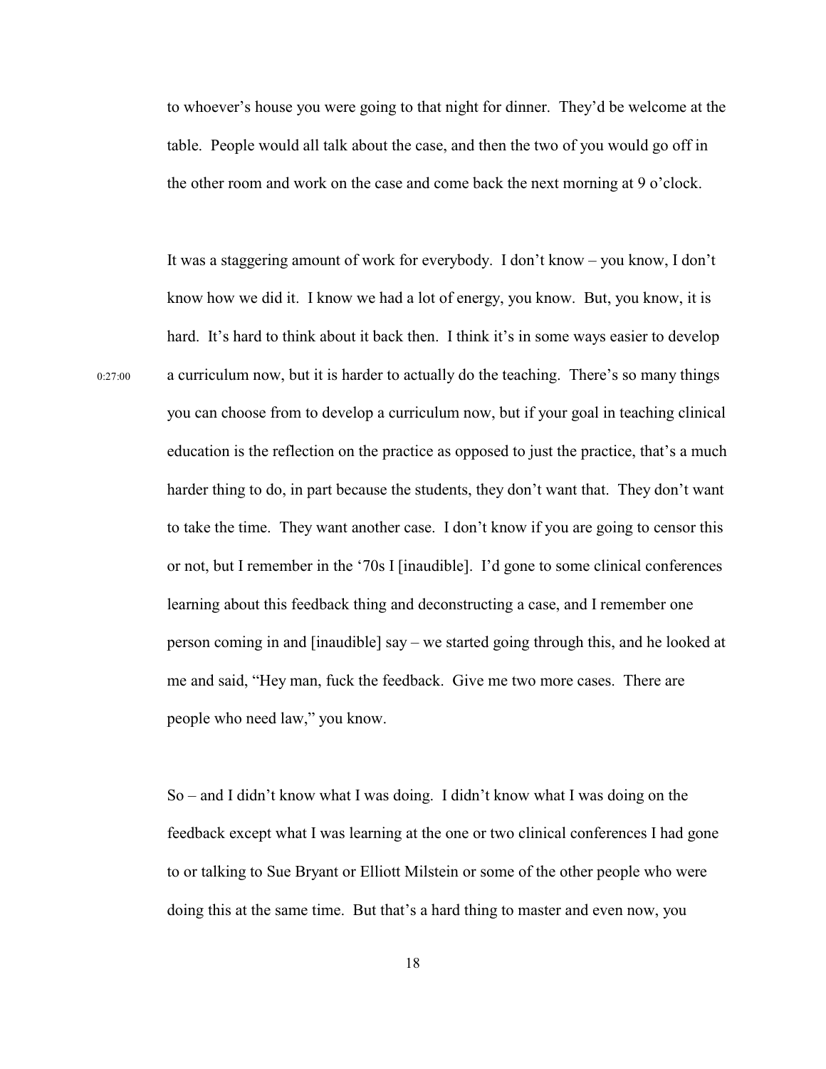to whoever's house you were going to that night for dinner. They'd be welcome at the table. People would all talk about the case, and then the two of you would go off in the other room and work on the case and come back the next morning at 9 o'clock.

It was a staggering amount of work for everybody. I don't know – you know, I don't know how we did it. I know we had a lot of energy, you know. But, you know, it is hard. It's hard to think about it back then. I think it's in some ways easier to develop a curriculum now, but it is harder to actually do the teaching. There's so many things you can choose from to develop a curriculum now, but if your goal in teaching clinical education is the reflection on the practice as opposed to just the practice, that's a much harder thing to do, in part because the students, they don't want that. They don't want to take the time. They want another case. I don't know if you are going to censor this or not, but I remember in the '70s I [inaudible]. I'd gone to some clinical conferences learning about this feedback thing and deconstructing a case, and I remember one person coming in and [inaudible] say – we started going through this, and he looked at me and said, "Hey man, fuck the feedback. Give me two more cases. There are people who need law," you know.

0:27:00

So – and I didn't know what I was doing. I didn't know what I was doing on the feedback except what I was learning at the one or two clinical conferences I had gone to or talking to Sue Bryant or Elliott Milstein or some of the other people who were doing this at the same time. But that's a hard thing to master and even now, you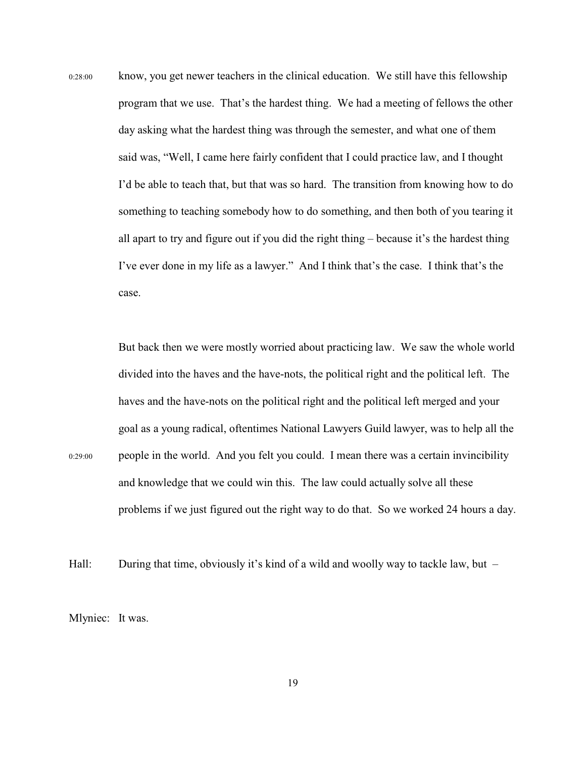0:28:00 know, you get newer teachers in the clinical education. We still have this fellowship program that we use. That's the hardest thing. We had a meeting of fellows the other day asking what the hardest thing was through the semester, and what one of them said was, "Well, I came here fairly confident that I could practice law, and I thought I'd be able to teach that, but that was so hard. The transition from knowing how to do something to teaching somebody how to do something, and then both of you tearing it all apart to try and figure out if you did the right thing – because it's the hardest thing I've ever done in my life as a lawyer." And I think that's the case. I think that's the case.

But back then we were mostly worried about practicing law. We saw the whole world divided into the haves and the have-nots, the political right and the political left. The haves and the have-nots on the political right and the political left merged and your goal as a young radical, oftentimes National Lawyers Guild lawyer, was to help all the

0:29:00 people in the world. And you felt you could. I mean there was a certain invincibility and knowledge that we could win this. The law could actually solve all these problems if we just figured out the right way to do that. So we worked 24 hours a day.

Hall: During that time, obviously it's kind of a wild and woolly way to tackle law, but –

Mlyniec: It was.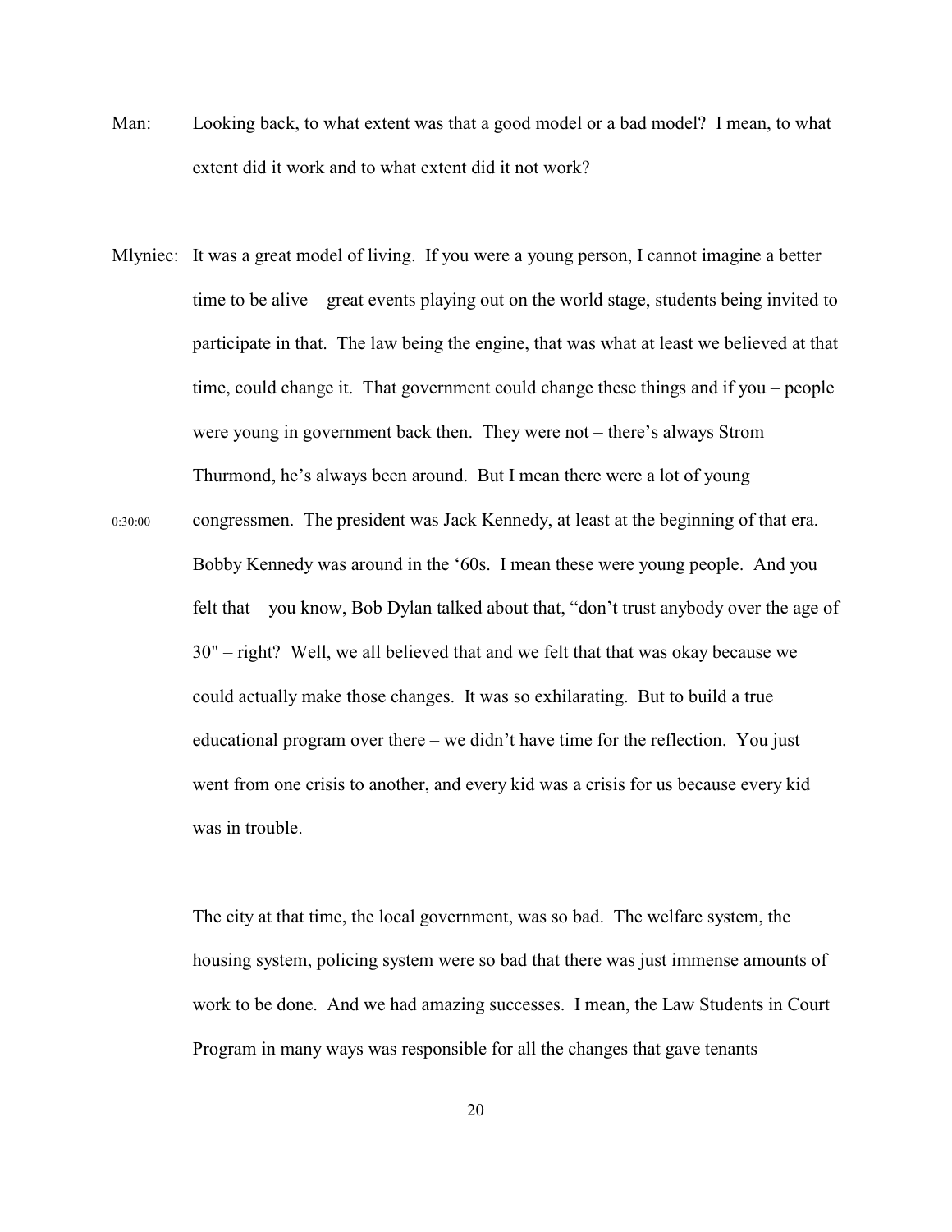Man: Looking back, to what extent was that a good model or a bad model? I mean, to what extent did it work and to what extent did it not work?

Mlyniec: It was a great model of living. If you were a young person, I cannot imagine a better time to be alive – great events playing out on the world stage, students being invited to participate in that. The law being the engine, that was what at least we believed at that time, could change it. That government could change these things and if you – people were young in government back then. They were not – there's always Strom Thurmond, he's always been around. But I mean there were a lot of young congressmen. The president was Jack Kennedy, at least at the beginning of that era. Bobby Kennedy was around in the '60s. I mean these were young people. And you felt that – you know, Bob Dylan talked about that, "don't trust anybody over the age of 30" – right? Well, we all believed that and we felt that that was okay because we could actually make those changes. It was so exhilarating. But to build a true educational program over there – we didn't have time for the reflection. You just went from one crisis to another, and every kid was a crisis for us because every kid was in trouble.

0:30:00

The city at that time, the local government, was so bad. The welfare system, the housing system, policing system were so bad that there was just immense amounts of work to be done. And we had amazing successes. I mean, the Law Students in Court Program in many ways was responsible for all the changes that gave tenants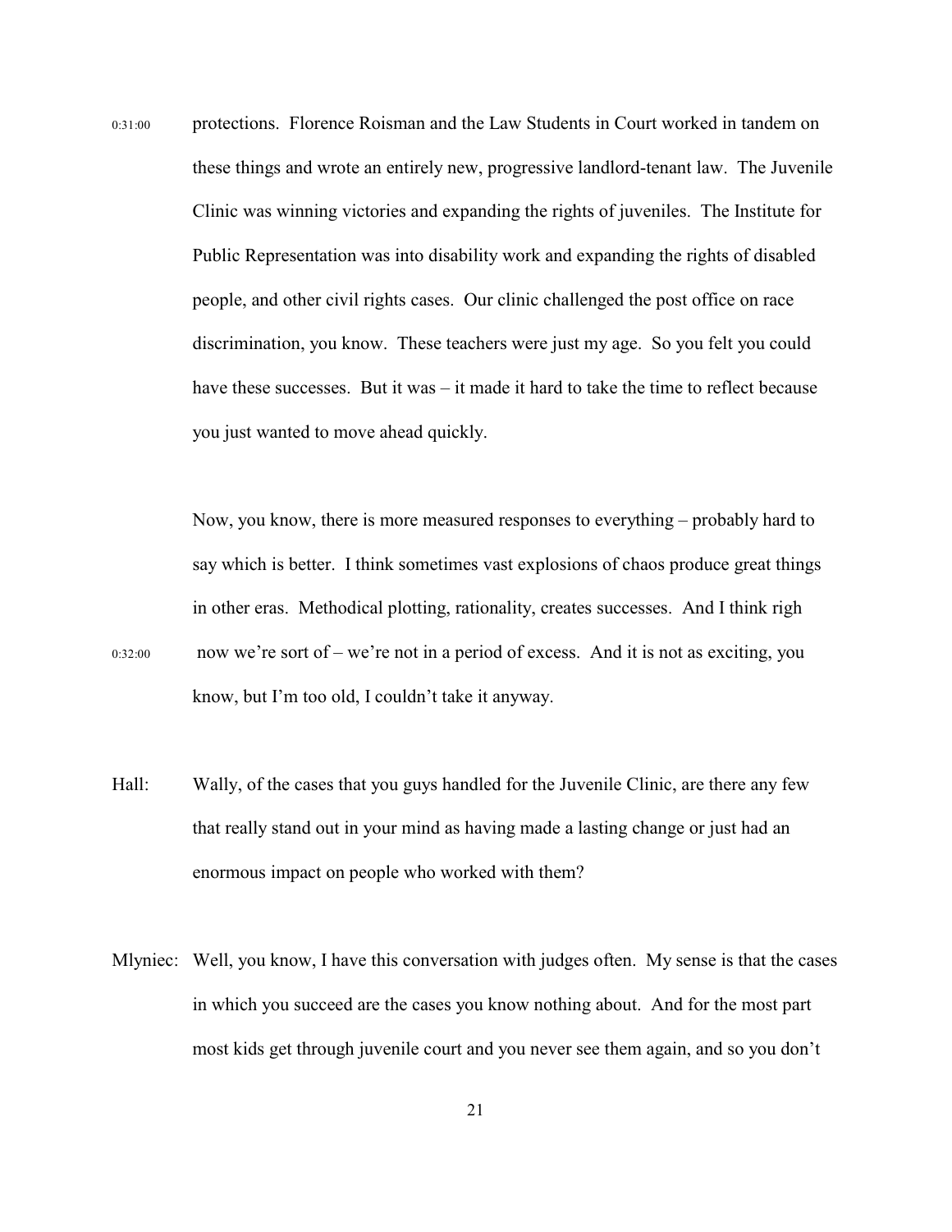0:31:00 protections. Florence Roisman and the Law Students in Court worked in tandem on these things and wrote an entirely new, progressive landlord-tenant law. The Juvenile Clinic was winning victories and expanding the rights of juveniles. The Institute for Public Representation was into disability work and expanding the rights of disabled people, and other civil rights cases. Our clinic challenged the post office on race discrimination, you know. These teachers were just my age. So you felt you could have these successes. But it was – it made it hard to take the time to reflect because you just wanted to move ahead quickly.

Now, you know, there is more measured responses to everything – probably hard to say which is better. I think sometimes vast explosions of chaos produce great things in other eras. Methodical plotting, rationality, creates successes. And I think righ

0:32:00 now we're sort of – we're not in a period of excess. And it is not as exciting, you know, but I'm too old, I couldn't take it anyway.

Hall: Wally, of the cases that you guys handled for the Juvenile Clinic, are there any few that really stand out in your mind as having made a lasting change or just had an enormous impact on people who worked with them?

Mlyniec: Well, you know, I have this conversation with judges often. My sense is that the cases in which you succeed are the cases you know nothing about. And for the most part most kids get through juvenile court and you never see them again, and so you don't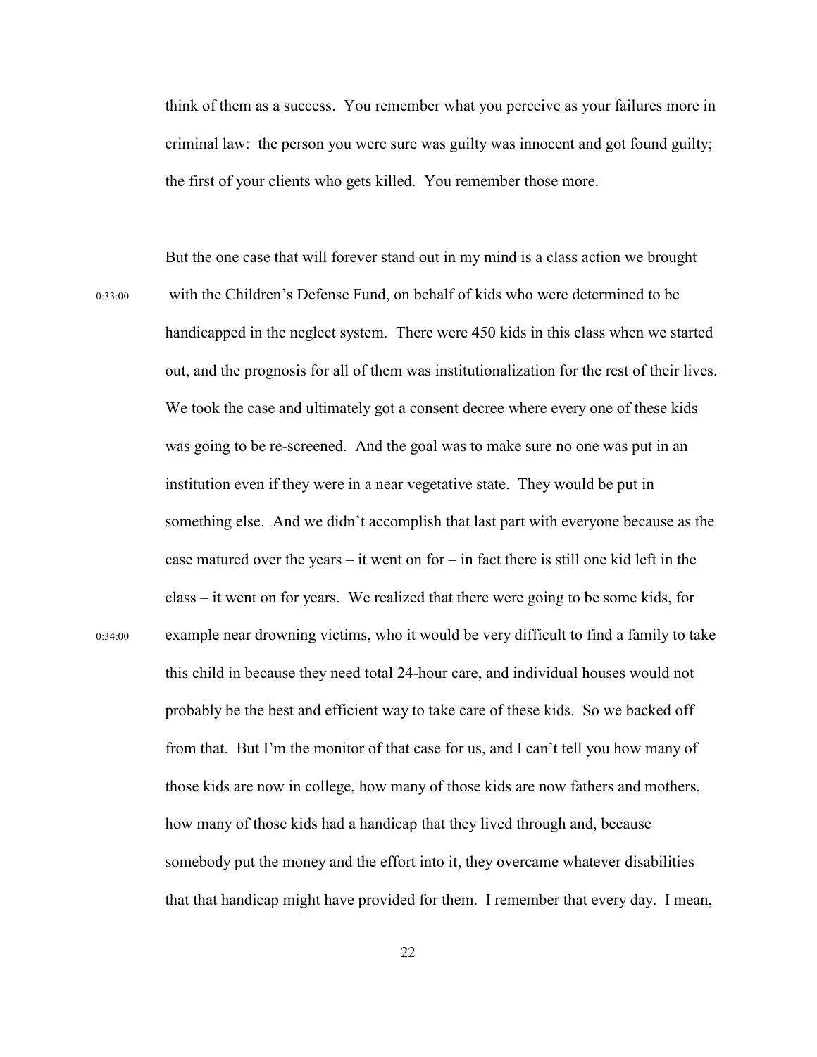think of them as a success. You remember what you perceive as your failures more in criminal law: the person you were sure was guilty was innocent and got found guilty; the first of your clients who gets killed. You remember those more.

0:33:00

But the one case that will forever stand out in my mind is a class action we brought with the Children's Defense Fund, on behalf of kids who were determined to be handicapped in the neglect system. There were 450 kids in this class when we started out, and the prognosis for all of them was institutionalization for the rest of their lives. We took the case and ultimately got a consent decree where every one of these kids was going to be re-screened. And the goal was to make sure no one was put in an institution even if they were in a near vegetative state. They would be put in something else. And we didn't accomplish that last part with everyone because as the case matured over the years – it went on for – in fact there is still one kid left in the class – it went on for years. We realized that there were going to be some kids, for example near drowning victims, who it would be very difficult to find a family to take this child in because they need total 24-hour care, and individual houses would not probably be the best and efficient way to take care of these kids. So we backed off from that. But I'm the monitor of that case for us, and I can't tell you how many of those kids are now in college, how many of those kids are now fathers and mothers, how many of those kids had a handicap that they lived through and, because somebody put the money and the effort into it, they overcame whatever disabilities that that handicap might have provided for them. I remember that every day. I mean,

0:34:00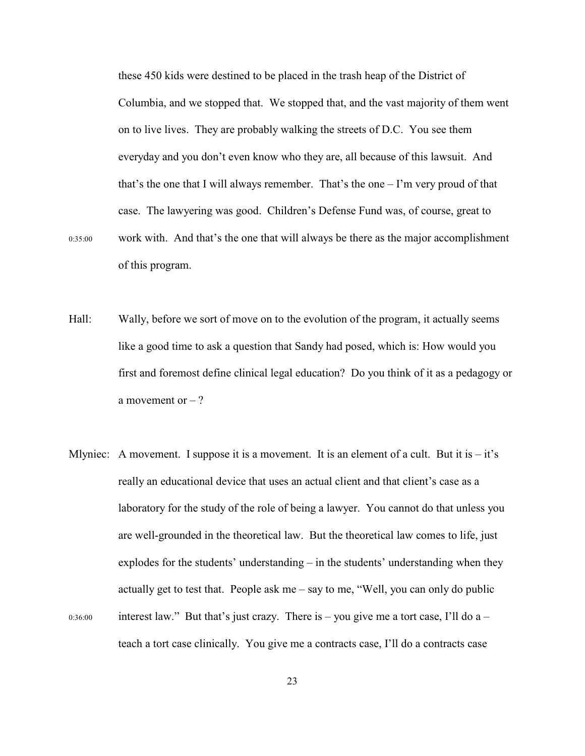these 450 kids were destined to be placed in the trash heap of the District of Columbia, and we stopped that. We stopped that, and the vast majority of them went on to live lives. They are probably walking the streets of D.C. You see them everyday and you don't even know who they are, all because of this lawsuit. And that's the one that I will always remember. That's the one – I'm very proud of that case. The lawyering was good. Children's Defense Fund was, of course, great to work with. And that's the one that will always be there as the major accomplishment of this program.

0:35:00

Hall: Wally, before we sort of move on to the evolution of the program, it actually seems like a good time to ask a question that Sandy had posed, which is: How would you first and foremost define clinical legal education? Do you think of it as a pedagogy or a movement or – ?

Mlyniec: A movement. I suppose it is a movement. It is an element of a cult. But it is – it's really an educational device that uses an actual client and that client's case as a laboratory for the study of the role of being a lawyer. You cannot do that unless you are well-grounded in the theoretical law. But the theoretical law comes to life, just explodes for the students' understanding – in the students' understanding when they actually get to test that. People ask me – say to me, "Well, you can only do public interest law." But that's just crazy. There is – you give me a tort case, I'll do a – teach a tort case clinically. You give me a contracts case, I'll do a contracts case

0:36:00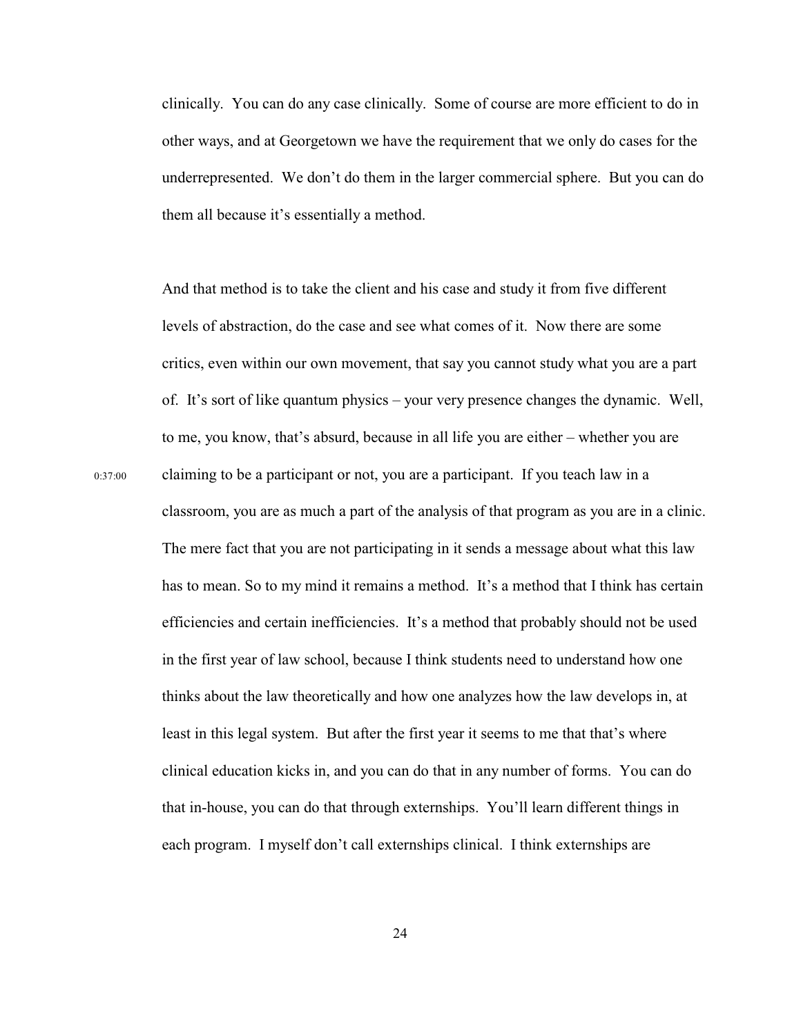clinically. You can do any case clinically. Some of course are more efficient to do in other ways, and at Georgetown we have the requirement that we only do cases for the underrepresented. We don't do them in the larger commercial sphere. But you can do them all because it's essentially a method.

And that method is to take the client and his case and study it from five different levels of abstraction, do the case and see what comes of it. Now there are some critics, even within our own movement, that say you cannot study what you are a part of. It's sort of like quantum physics – your very presence changes the dynamic. Well, to me, you know, that's absurd, because in all life you are either – whether you are

0:37:00

claiming to be a participant or not, you are a participant. If you teach law in a classroom, you are as much a part of the analysis of that program as you are in a clinic. The mere fact that you are not participating in it sends a message about what this law has to mean. So to my mind it remains a method. It's a method that I think has certain efficiencies and certain inefficiencies. It's a method that probably should not be used in the first year of law school, because I think students need to understand how one thinks about the law theoretically and how one analyzes how the law develops in, at least in this legal system. But after the first year it seems to me that that's where clinical education kicks in, and you can do that in any number of forms. You can do that in-house, you can do that through externships. You'll learn different things in each program. I myself don't call externships clinical. I think externships are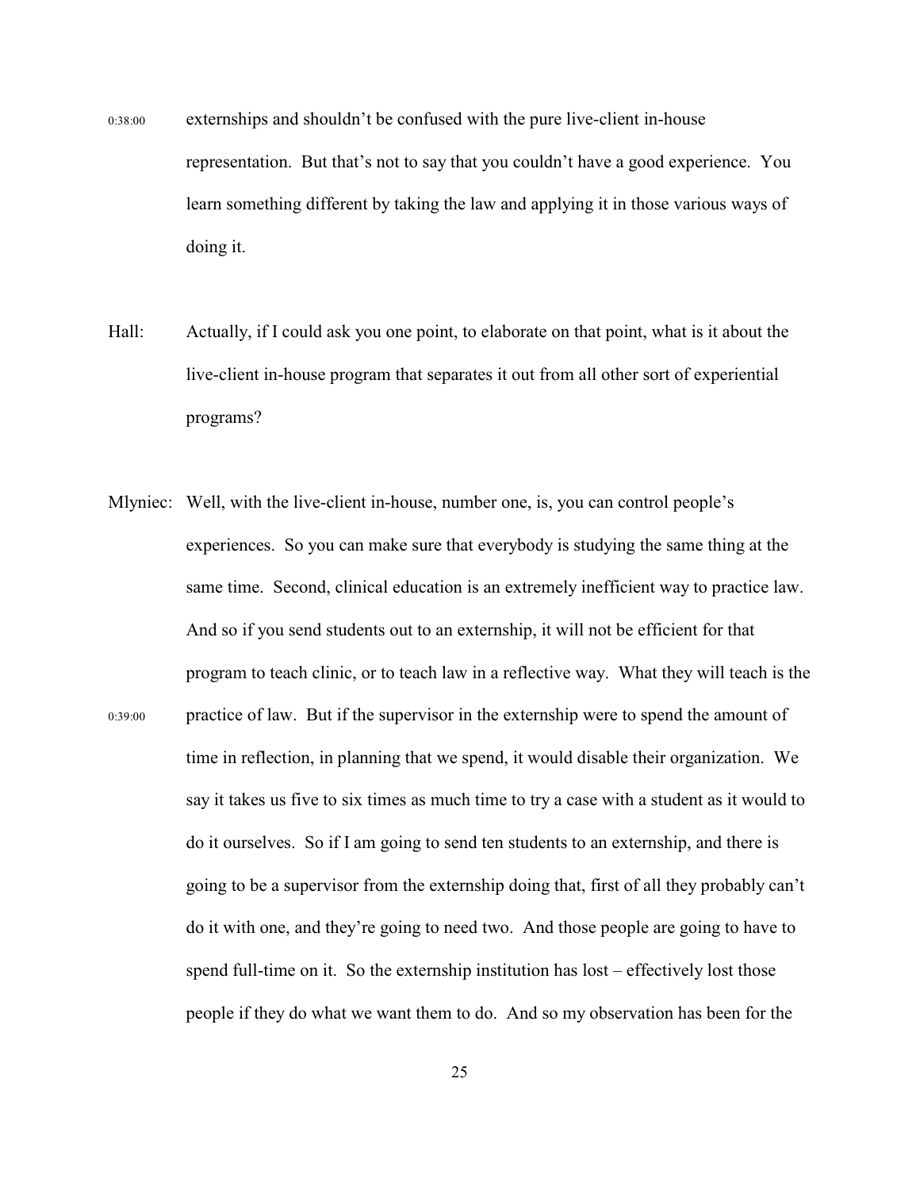0:38:00 externships and shouldn't be confused with the pure live-client in-house representation. But that's not to say that you couldn't have a good experience. You learn something different by taking the law and applying it in those various ways of doing it.

Hall: Actually, if I could ask you one point, to elaborate on that point, what is it about the live-client in-house program that separates it out from all other sort of experiential programs?

Mlyniec: Well, with the live-client in-house, number one, is, you can control people's experiences. So you can make sure that everybody is studying the same thing at the same time. Second, clinical education is an extremely inefficient way to practice law. And so if you send students out to an externship, it will not be efficient for that program to teach clinic, or to teach law in a reflective way. What they will teach is the

0:39:00 practice of law. But if the supervisor in the externship were to spend the amount of time in reflection, in planning that we spend, it would disable their organization. We say it takes us five to six times as much time to try a case with a student as it would to do it ourselves. So if I am going to send ten students to an externship, and there is going to be a supervisor from the externship doing that, first of all they probably can't do it with one, and they're going to need two. And those people are going to have to spend full-time on it. So the externship institution has lost – effectively lost those people if they do what we want them to do. And so my observation has been for the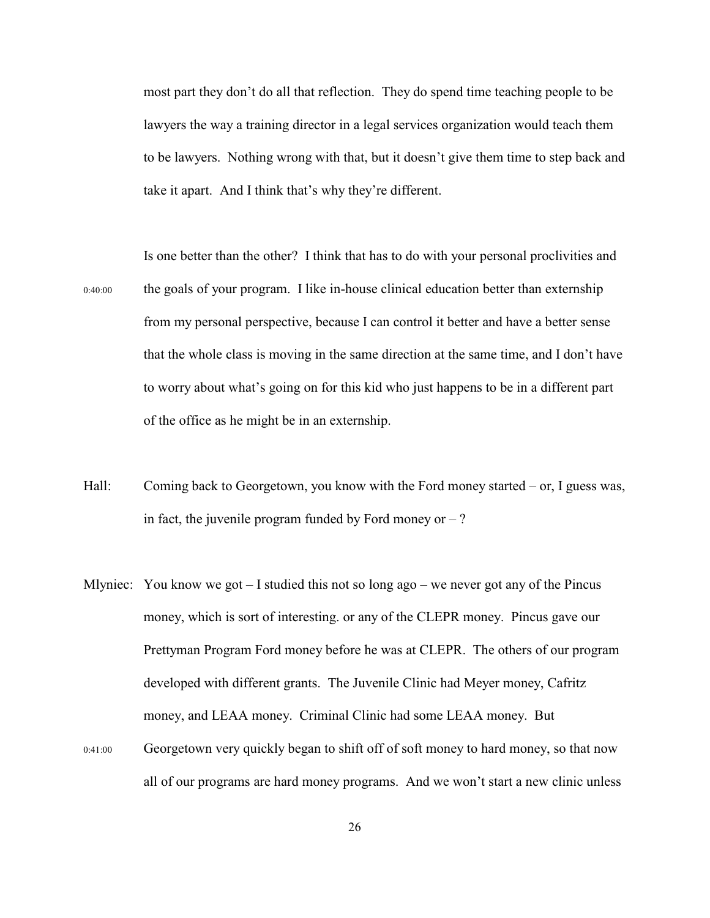most part they don't do all that reflection. They do spend time teaching people to be lawyers the way a training director in a legal services organization would teach them to be lawyers. Nothing wrong with that, but it doesn't give them time to step back and take it apart. And I think that's why they're different.

Is one better than the other? I think that has to do with your personal proclivities and the goals of your program. I like in-house clinical education better than externship from my personal perspective, because I can control it better and have a better sense that the whole class is moving in the same direction at the same time, and I don't have to worry about what's going on for this kid who just happens to be in a different part of the office as he might be in an externship.

0:40:00

Hall: Coming back to Georgetown, you know with the Ford money started – or, I guess was, in fact, the juvenile program funded by Ford money or – ?

Mlyniec: You know we got – I studied this not so long ago – we never got any of the Pincus money, which is sort of interesting. or any of the CLEPR money. Pincus gave our Prettyman Program Ford money before he was at CLEPR. The others of our program developed with different grants. The Juvenile Clinic had Meyer money, Cafritz money, and LEAA money. Criminal Clinic had some LEAA money. But Georgetown very quickly began to shift off of soft money to hard money, so that now all of our programs are hard money programs. And we won't start a new clinic unless

0:41:00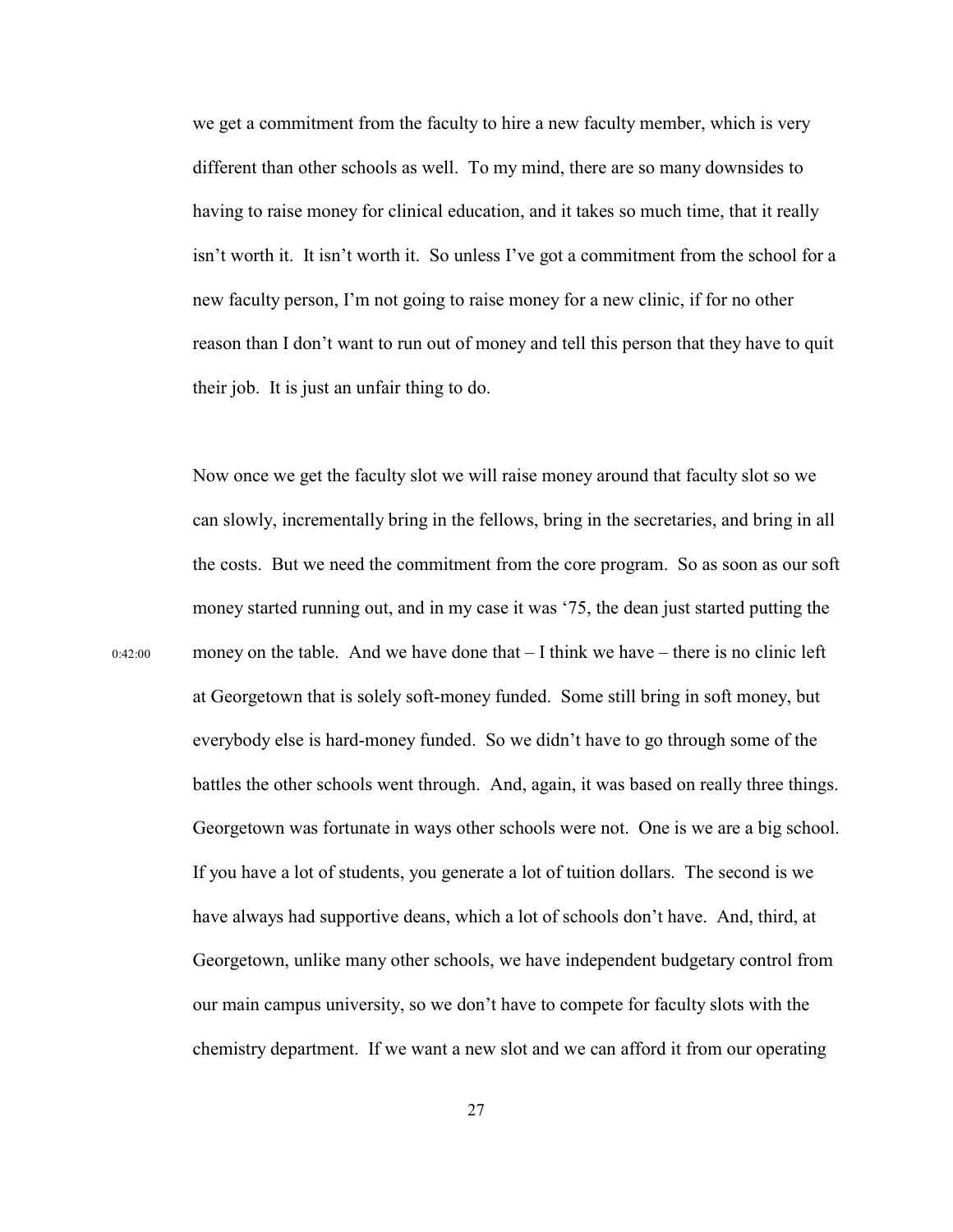we get a commitment from the faculty to hire a new faculty member, which is very different than other schools as well. To my mind, there are so many downsides to having to raise money for clinical education, and it takes so much time, that it really isn't worth it. It isn't worth it. So unless I've got a commitment from the school for a new faculty person, I'm not going to raise money for a new clinic, if for no other reason than I don't want to run out of money and tell this person that they have to quit their job. It is just an unfair thing to do.

Now once we get the faculty slot we will raise money around that faculty slot so we can slowly, incrementally bring in the fellows, bring in the secretaries, and bring in all the costs. But we need the commitment from the core program. So as soon as our soft money started running out, and in my case it was '75, the dean just started putting the money on the table. And we have done that – I think we have – there is no clinic left at Georgetown that is solely soft-money funded. Some still bring in soft money, but everybody else is hard-money funded. So we didn't have to go through some of the battles the other schools went through. And, again, it was based on really three things. Georgetown was fortunate in ways other schools were not. One is we are a big school. If you have a lot of students, you generate a lot of tuition dollars. The second is we have always had supportive deans, which a lot of schools don't have. And, third, at Georgetown, unlike many other schools, we have independent budgetary control from our main campus university, so we don't have to compete for faculty slots with the chemistry department. If we want a new slot and we can afford it from our operating

0:42:00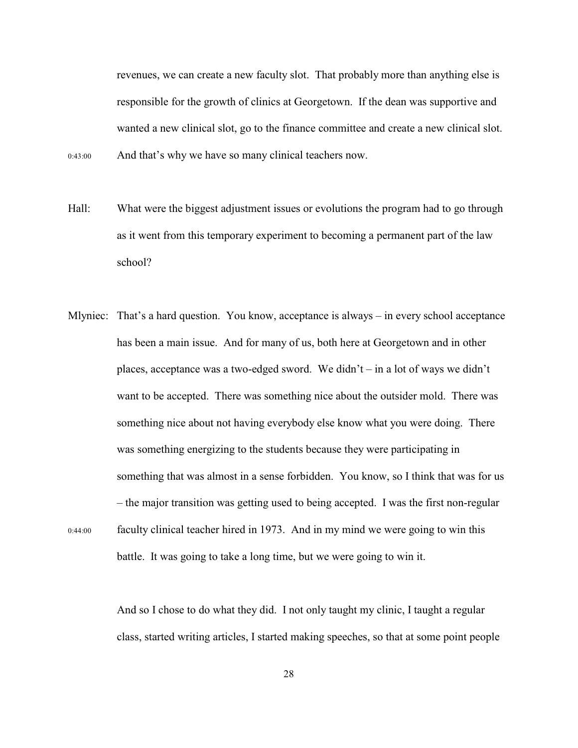revenues, we can create a new faculty slot. That probably more than anything else is responsible for the growth of clinics at Georgetown. If the dean was supportive and wanted a new clinical slot, go to the finance committee and create a new clinical slot.

0:43:00 And that's why we have so many clinical teachers now.

Hall: What were the biggest adjustment issues or evolutions the program had to go through as it went from this temporary experiment to becoming a permanent part of the law school?

Mlyniec: That's a hard question. You know, acceptance is always – in every school acceptance has been a main issue. And for many of us, both here at Georgetown and in other places, acceptance was a two-edged sword. We didn't – in a lot of ways we didn't want to be accepted. There was something nice about the outsider mold. There was something nice about not having everybody else know what you were doing. There was something energizing to the students because they were participating in something that was almost in a sense forbidden. You know, so I think that was for us – the major transition was getting used to being accepted. I was the first non-regular

0:44:00 faculty clinical teacher hired in 1973. And in my mind we were going to win this battle. It was going to take a long time, but we were going to win it.

And so I chose to do what they did. I not only taught my clinic, I taught a regular class, started writing articles, I started making speeches, so that at some point people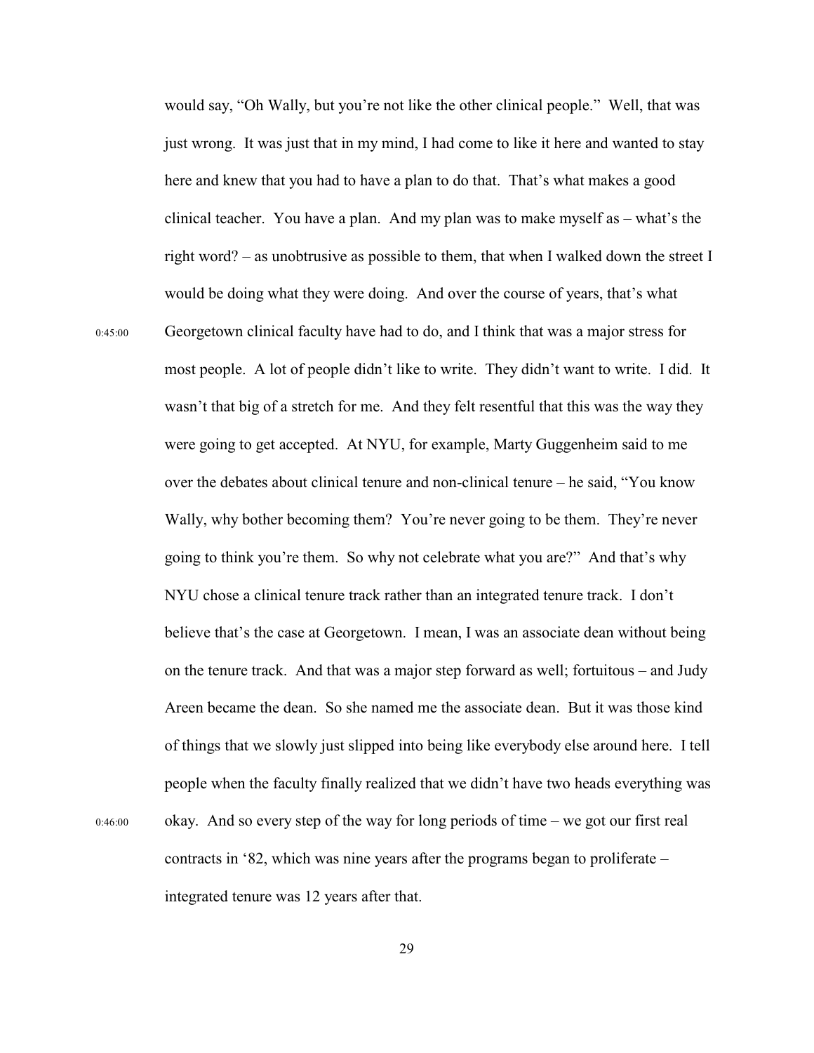would say, "Oh Wally, but you're not like the other clinical people." Well, that was just wrong. It was just that in my mind, I had come to like it here and wanted to stay here and knew that you had to have a plan to do that. That's what makes a good clinical teacher. You have a plan. And my plan was to make myself as – what's the right word? – as unobtrusive as possible to them, that when I walked down the street I would be doing what they were doing. And over the course of years, that's what

0:45:00 Georgetown clinical faculty have had to do, and I think that was a major stress for most people. A lot of people didn't like to write. They didn't want to write. I did. It wasn't that big of a stretch for me. And they felt resentful that this was the way they were going to get accepted. At NYU, for example, Marty Guggenheim said to me over the debates about clinical tenure and non-clinical tenure – he said, "You know Wally, why bother becoming them? You're never going to be them. They're never going to think you're them. So why not celebrate what you are?" And that's why NYU chose a clinical tenure track rather than an integrated tenure track. I don't believe that's the case at Georgetown. I mean, I was an associate dean without being on the tenure track. And that was a major step forward as well; fortuitous – and Judy Areen became the dean. So she named me the associate dean. But it was those kind of things that we slowly just slipped into being like everybody else around here. I tell people when the faculty finally realized that we didn't have two heads everything was

0:46:00 okay. And so every step of the way for long periods of time – we got our first real contracts in '82, which was nine years after the programs began to proliferate – integrated tenure was 12 years after that.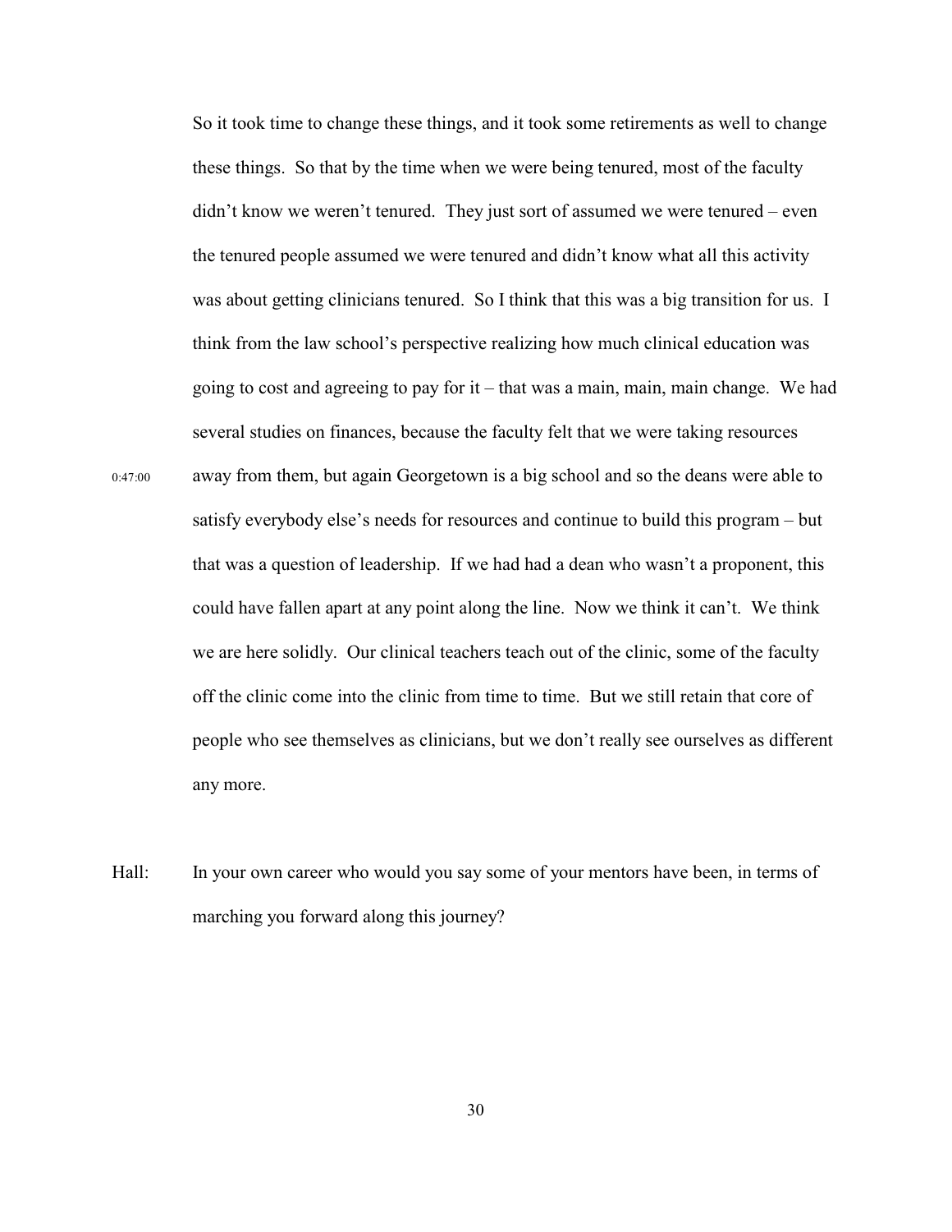So it took time to change these things, and it took some retirements as well to change these things. So that by the time when we were being tenured, most of the faculty didn't know we weren't tenured. They just sort of assumed we were tenured – even the tenured people assumed we were tenured and didn't know what all this activity was about getting clinicians tenured. So I think that this was a big transition for us. I think from the law school's perspective realizing how much clinical education was going to cost and agreeing to pay for it – that was a main, main, main change. We had several studies on finances, because the faculty felt that we were taking resources away from them, but again Georgetown is a big school and so the deans were able to satisfy everybody else's needs for resources and continue to build this program – but that was a question of leadership. If we had had a dean who wasn't a proponent, this could have fallen apart at any point along the line. Now we think it can't. We think we are here solidly. Our clinical teachers teach out of the clinic, some of the faculty off the clinic come into the clinic from time to time. But we still retain that core of people who see themselves as clinicians, but we don't really see ourselves as different any more.

0:47:00

Hall: In your own career who would you say some of your mentors have been, in terms of marching you forward along this journey?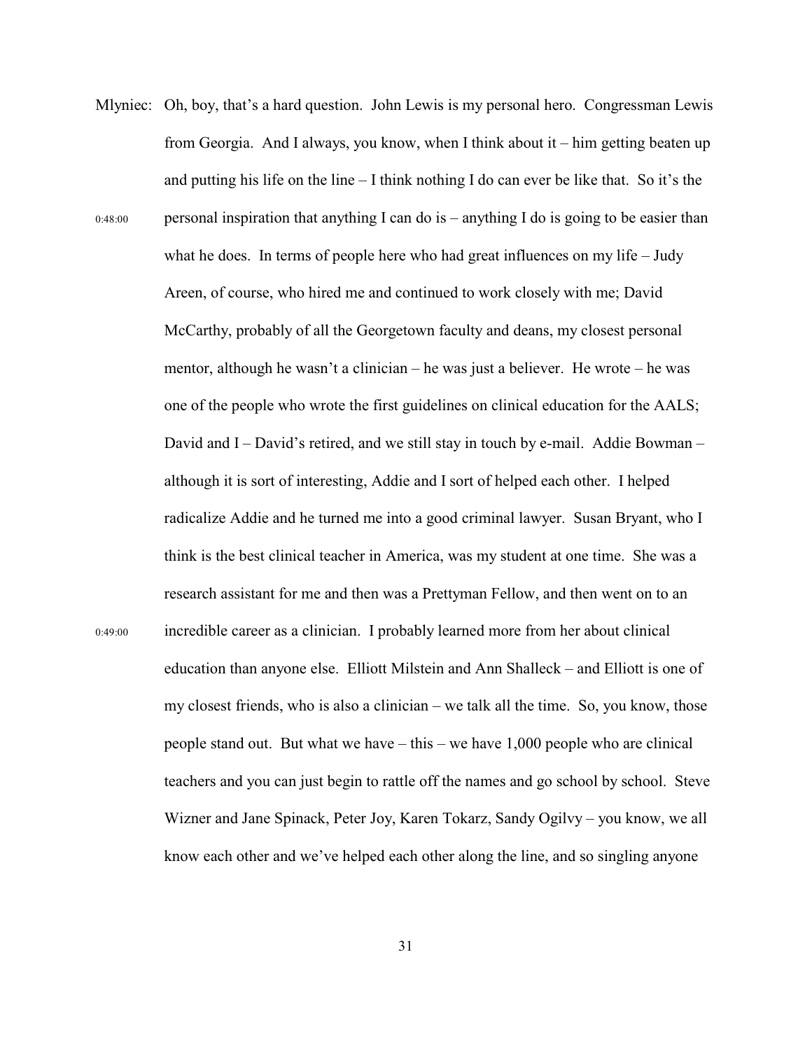Mlyniec: Oh, boy, that's a hard question. John Lewis is my personal hero. Congressman Lewis from Georgia. And I always, you know, when I think about it – him getting beaten up and putting his life on the line – I think nothing I do can ever be like that. So it's the

0:48:00 personal inspiration that anything I can do is – anything I do is going to be easier than what he does. In terms of people here who had great influences on my life – Judy Areen, of course, who hired me and continued to work closely with me; David McCarthy, probably of all the Georgetown faculty and deans, my closest personal mentor, although he wasn't a clinician – he was just a believer. He wrote – he was one of the people who wrote the first guidelines on clinical education for the AALS; David and I – David's retired, and we still stay in touch by e-mail. Addie Bowman – although it is sort of interesting, Addie and I sort of helped each other. I helped radicalize Addie and he turned me into a good criminal lawyer. Susan Bryant, who I think is the best clinical teacher in America, was my student at one time. She was a research assistant for me and then was a Prettyman Fellow, and then went on to an

0:49:00 incredible career as a clinician. I probably learned more from her about clinical education than anyone else. Elliott Milstein and Ann Shalleck – and Elliott is one of my closest friends, who is also a clinician – we talk all the time. So, you know, those people stand out. But what we have – this – we have 1,000 people who are clinical teachers and you can just begin to rattle off the names and go school by school. Steve Wizner and Jane Spinack, Peter Joy, Karen Tokarz, Sandy Ogilvy – you know, we all know each other and we've helped each other along the line, and so singling anyone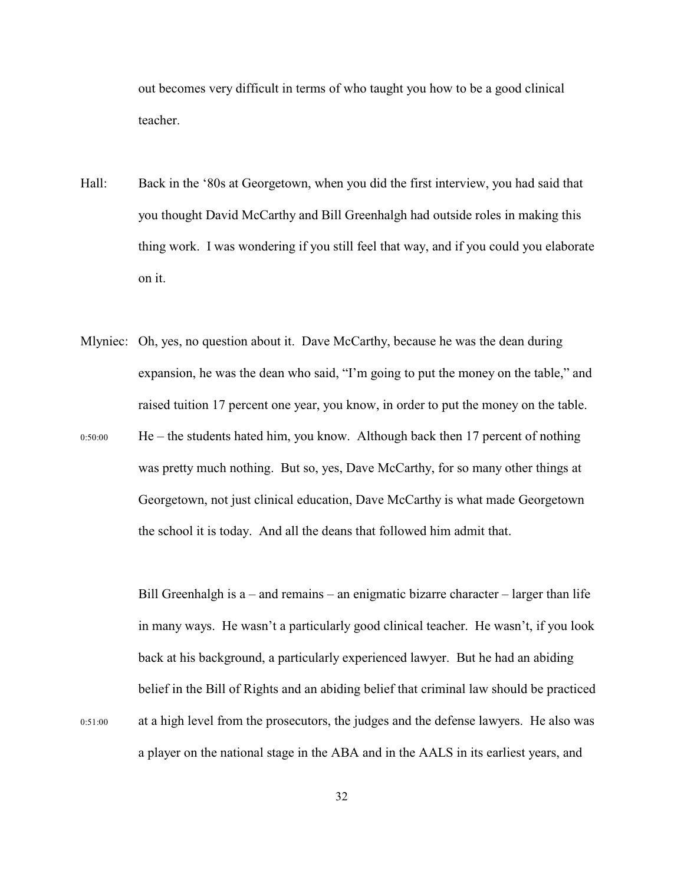out becomes very difficult in terms of who taught you how to be a good clinical teacher.

Hall: Back in the '80s at Georgetown, when you did the first interview, you had said that you thought David McCarthy and Bill Greenhalgh had outside roles in making this thing work. I was wondering if you still feel that way, and if you could you elaborate on it.

Mlyniec: Oh, yes, no question about it. Dave McCarthy, because he was the dean during expansion, he was the dean who said, "I'm going to put the money on the table," and raised tuition 17 percent one year, you know, in order to put the money on the table. 0:50:00 He – the students hated him, you know. Although back then 17 percent of nothing was pretty much nothing. But so, yes, Dave McCarthy, for so many other things at Georgetown, not just clinical education, Dave McCarthy is what made Georgetown the school it is today. And all the deans that followed him admit that.

Bill Greenhalgh is a – and remains – an enigmatic bizarre character – larger than life in many ways. He wasn't a particularly good clinical teacher. He wasn't, if you look back at his background, a particularly experienced lawyer. But he had an abiding belief in the Bill of Rights and an abiding belief that criminal law should be practiced 0:51:00 at a high level from the prosecutors, the judges and the defense lawyers. He also was a player on the national stage in the ABA and in the AALS in its earliest years, and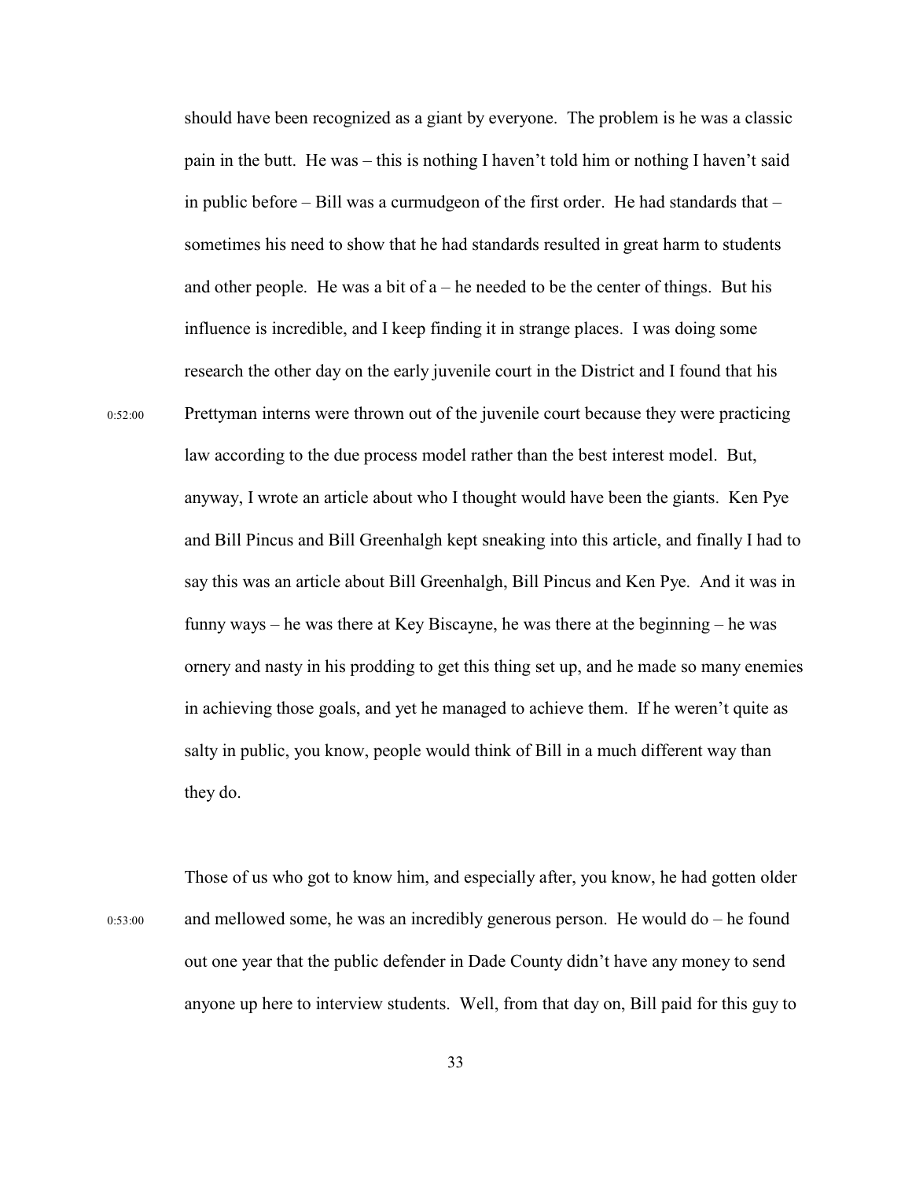should have been recognized as a giant by everyone. The problem is he was a classic pain in the butt. He was – this is nothing I haven't told him or nothing I haven't said in public before – Bill was a curmudgeon of the first order. He had standards that – sometimes his need to show that he had standards resulted in great harm to students and other people. He was a bit of a – he needed to be the center of things. But his influence is incredible, and I keep finding it in strange places. I was doing some research the other day on the early juvenile court in the District and I found that his

0:52:00 Prettyman interns were thrown out of the juvenile court because they were practicing law according to the due process model rather than the best interest model. But, anyway, I wrote an article about who I thought would have been the giants. Ken Pye and Bill Pincus and Bill Greenhalgh kept sneaking into this article, and finally I had to say this was an article about Bill Greenhalgh, Bill Pincus and Ken Pye. And it was in funny ways – he was there at Key Biscayne, he was there at the beginning – he was ornery and nasty in his prodding to get this thing set up, and he made so many enemies in achieving those goals, and yet he managed to achieve them. If he weren't quite as salty in public, you know, people would think of Bill in a much different way than they do.

Those of us who got to know him, and especially after, you know, he had gotten older

0:53:00 and mellowed some, he was an incredibly generous person. He would do – he found out one year that the public defender in Dade County didn't have any money to send anyone up here to interview students. Well, from that day on, Bill paid for this guy to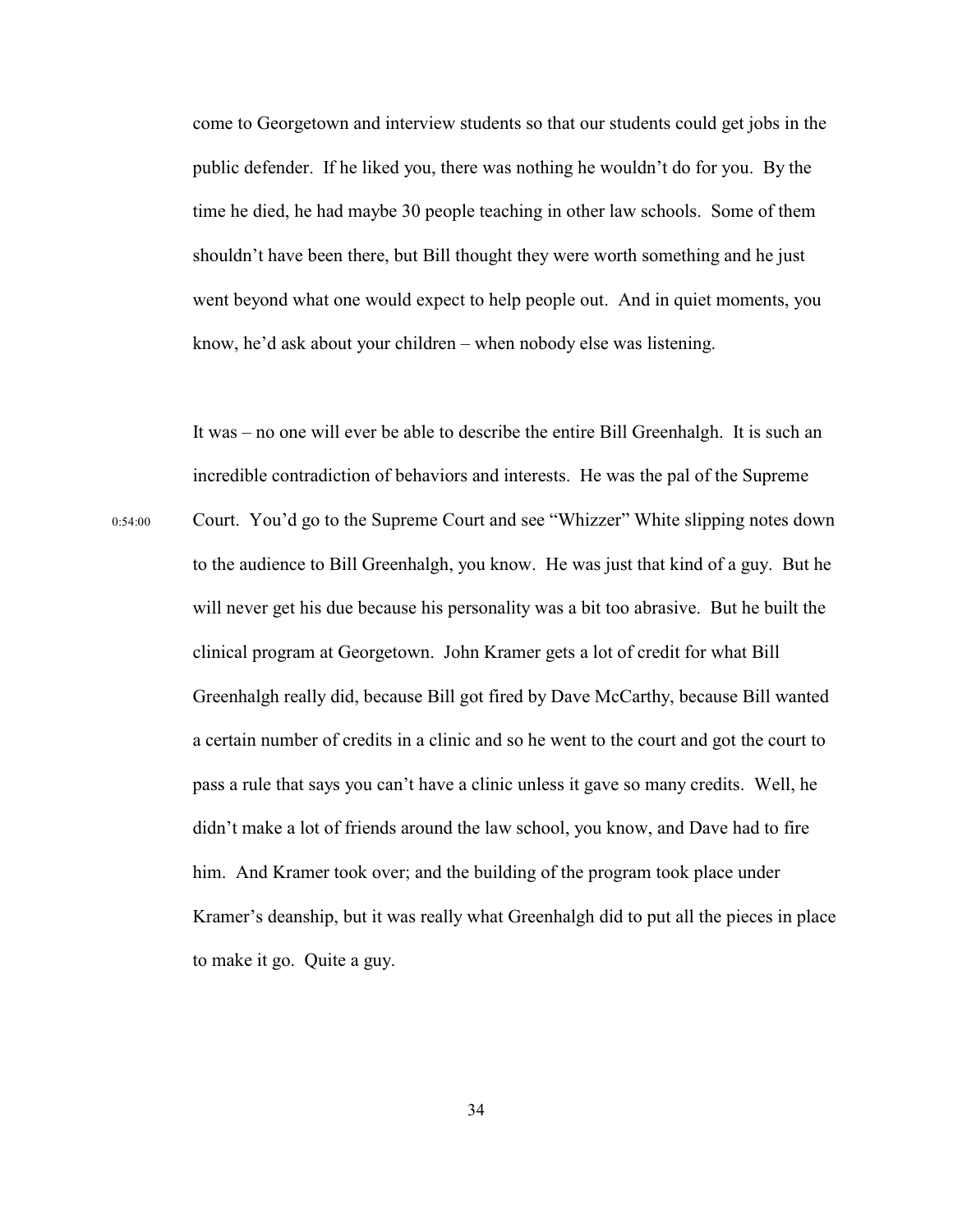come to Georgetown and interview students so that our students could get jobs in the public defender. If he liked you, there was nothing he wouldn't do for you. By the time he died, he had maybe 30 people teaching in other law schools. Some of them shouldn't have been there, but Bill thought they were worth something and he just went beyond what one would expect to help people out. And in quiet moments, you know, he'd ask about your children – when nobody else was listening.

It was – no one will ever be able to describe the entire Bill Greenhalgh. It is such an incredible contradiction of behaviors and interests. He was the pal of the Supreme Court. You'd go to the Supreme Court and see "Whizzer" White slipping notes down to the audience to Bill Greenhalgh, you know. He was just that kind of a guy. But he will never get his due because his personality was a bit too abrasive. But he built the clinical program at Georgetown. John Kramer gets a lot of credit for what Bill Greenhalgh really did, because Bill got fired by Dave McCarthy, because Bill wanted a certain number of credits in a clinic and so he went to the court and got the court to pass a rule that says you can't have a clinic unless it gave so many credits. Well, he didn't make a lot of friends around the law school, you know, and Dave had to fire him. And Kramer took over; and the building of the program took place under Kramer's deanship, but it was really what Greenhalgh did to put all the pieces in place to make it go. Quite a guy.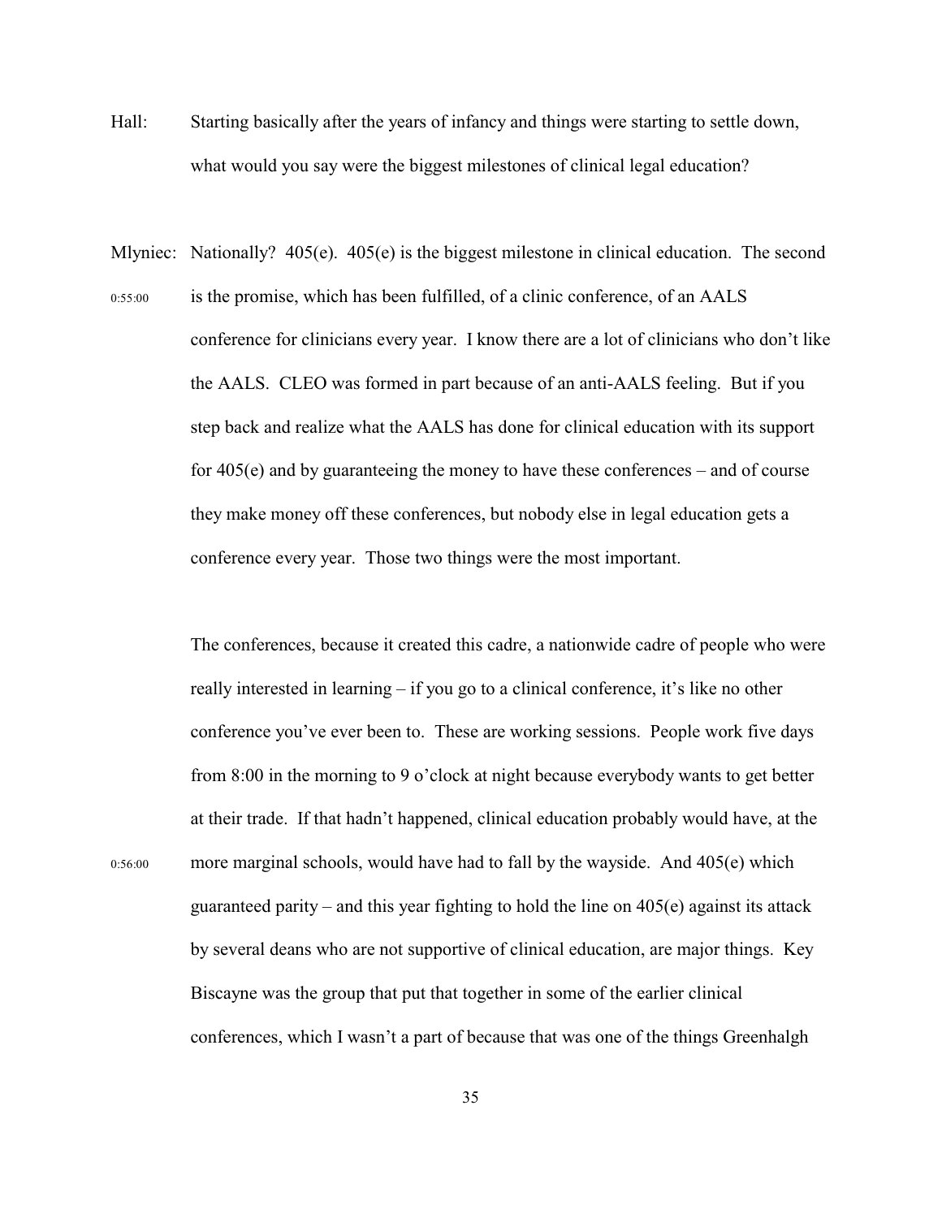Hall: Starting basically after the years of infancy and things were starting to settle down, what would you say were the biggest milestones of clinical legal education?

Mlyniec: Nationally? 405(e). 405(e) is the biggest milestone in clinical education. The second is the promise, which has been fulfilled, of a clinic conference, of an AALS conference for clinicians every year. I know there are a lot of clinicians who don't like the AALS. CLEO was formed in part because of an anti-AALS feeling. But if you step back and realize what the AALS has done for clinical education with its support for 405(e) and by guaranteeing the money to have these conferences – and of course they make money off these conferences, but nobody else in legal education gets a conference every year. Those two things were the most important.

0:55:00

The conferences, because it created this cadre, a nationwide cadre of people who were really interested in learning – if you go to a clinical conference, it's like no other conference you've ever been to. These are working sessions. People work five days from 8:00 in the morning to 9 o'clock at night because everybody wants to get better at their trade. If that hadn't happened, clinical education probably would have, at the more marginal schools, would have had to fall by the wayside. And 405(e) which guaranteed parity – and this year fighting to hold the line on 405(e) against its attack by several deans who are not supportive of clinical education, are major things. Key Biscayne was the group that put that together in some of the earlier clinical conferences, which I wasn't a part of because that was one of the things Greenhalgh

0:56:00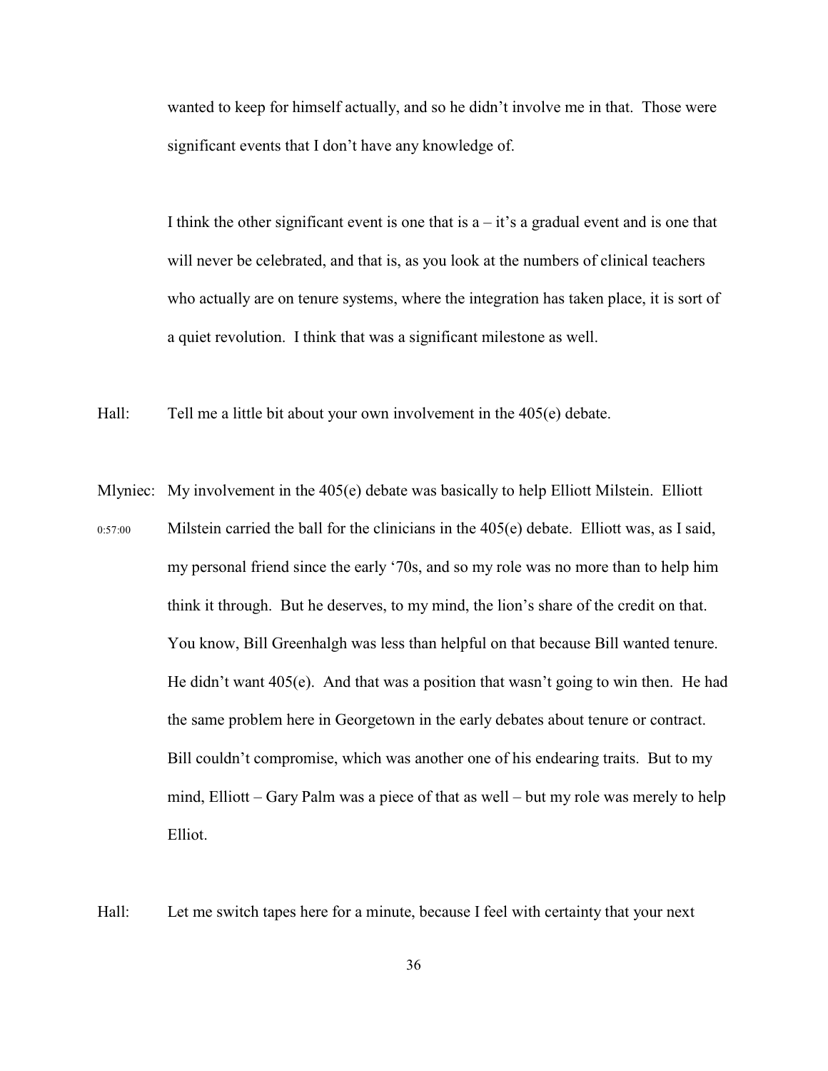wanted to keep for himself actually, and so he didn't involve me in that. Those were significant events that I don't have any knowledge of.

I think the other significant event is one that is a – it's a gradual event and is one that will never be celebrated, and that is, as you look at the numbers of clinical teachers who actually are on tenure systems, where the integration has taken place, it is sort of a quiet revolution. I think that was a significant milestone as well.

Hall: Tell me a little bit about your own involvement in the 405(e) debate.

Mlyniec: My involvement in the 405(e) debate was basically to help Elliott Milstein. Elliott

0:57:00 Milstein carried the ball for the clinicians in the 405(e) debate. Elliott was, as I said, my personal friend since the early '70s, and so my role was no more than to help him think it through. But he deserves, to my mind, the lion's share of the credit on that. You know, Bill Greenhalgh was less than helpful on that because Bill wanted tenure. He didn't want 405(e). And that was a position that wasn't going to win then. He had the same problem here in Georgetown in the early debates about tenure or contract. Bill couldn't compromise, which was another one of his endearing traits. But to my mind, Elliott – Gary Palm was a piece of that as well – but my role was merely to help Elliot.

Hall: Let me switch tapes here for a minute, because I feel with certainty that your next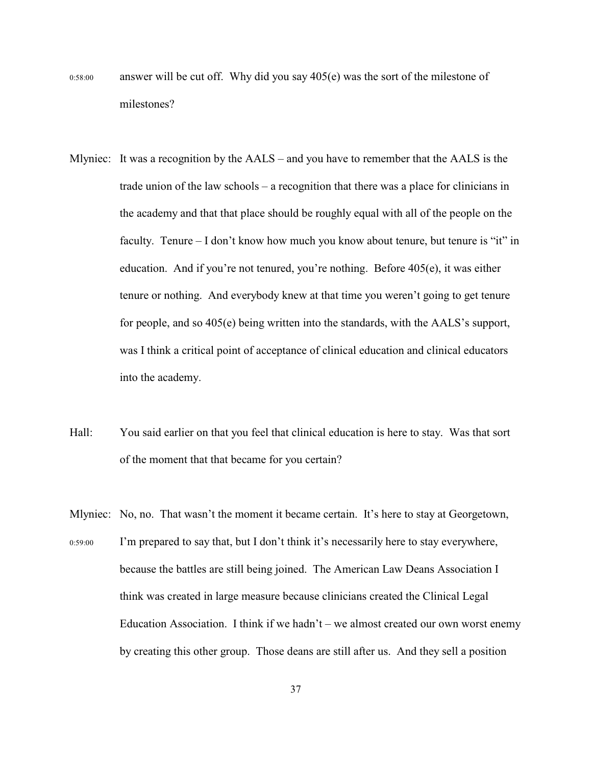0:58:00 answer will be cut off. Why did you say 405(e) was the sort of the milestone of milestones?

Mlyniec: It was a recognition by the AALS – and you have to remember that the AALS is the trade union of the law schools – a recognition that there was a place for clinicians in the academy and that that place should be roughly equal with all of the people on the faculty. Tenure – I don't know how much you know about tenure, but tenure is "it" in education. And if you're not tenured, you're nothing. Before 405(e), it was either tenure or nothing. And everybody knew at that time you weren't going to get tenure for people, and so 405(e) being written into the standards, with the AALS's support, was I think a critical point of acceptance of clinical education and clinical educators into the academy.

Hall: You said earlier on that you feel that clinical education is here to stay. Was that sort of the moment that that became for you certain?

Mlyniec: No, no. That wasn't the moment it became certain. It's here to stay at Georgetown,

0:59:00 I'm prepared to say that, but I don't think it's necessarily here to stay everywhere, because the battles are still being joined. The American Law Deans Association I think was created in large measure because clinicians created the Clinical Legal Education Association. I think if we hadn't – we almost created our own worst enemy by creating this other group. Those deans are still after us. And they sell a position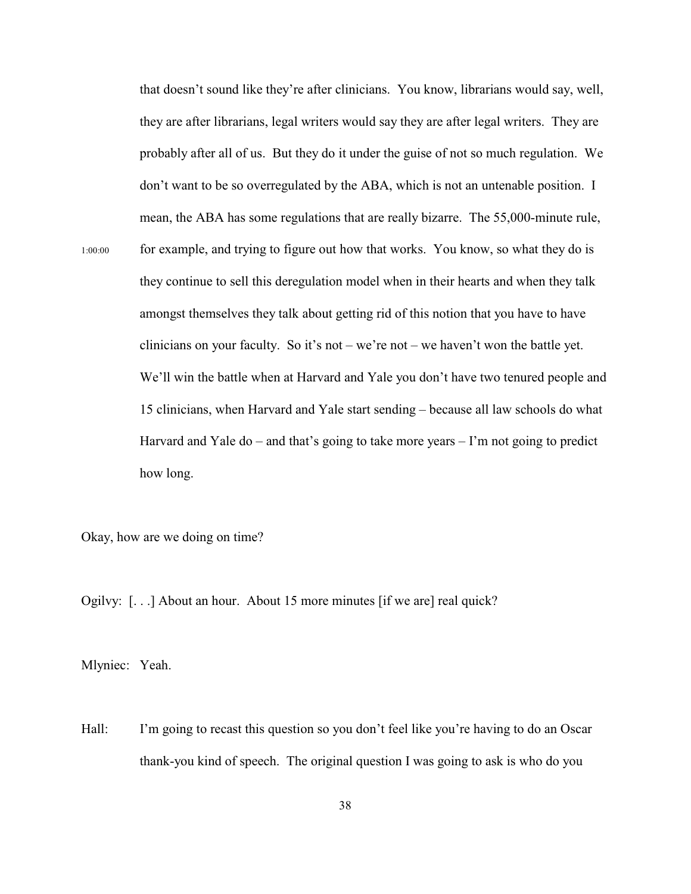that doesn't sound like they're after clinicians. You know, librarians would say, well, they are after librarians, legal writers would say they are after legal writers. They are probably after all of us. But they do it under the guise of not so much regulation. We don't want to be so overregulated by the ABA, which is not an untenable position. I mean, the ABA has some regulations that are really bizarre. The 55,000-minute rule, for example, and trying to figure out how that works. You know, so what they do is they continue to sell this deregulation model when in their hearts and when they talk amongst themselves they talk about getting rid of this notion that you have to have clinicians on your faculty. So it's not – we're not – we haven't won the battle yet. We'll win the battle when at Harvard and Yale you don't have two tenured people and 15 clinicians, when Harvard and Yale start sending – because all law schools do what Harvard and Yale do – and that's going to take more years – I'm not going to predict how long.

1:00:00

Okay, how are we doing on time?

Ogilvy: [. . .] About an hour. About 15 more minutes [if we are] real quick?

Mlyniec: Yeah.

Hall: I'm going to recast this question so you don't feel like you're having to do an Oscar thank-you kind of speech. The original question I was going to ask is who do you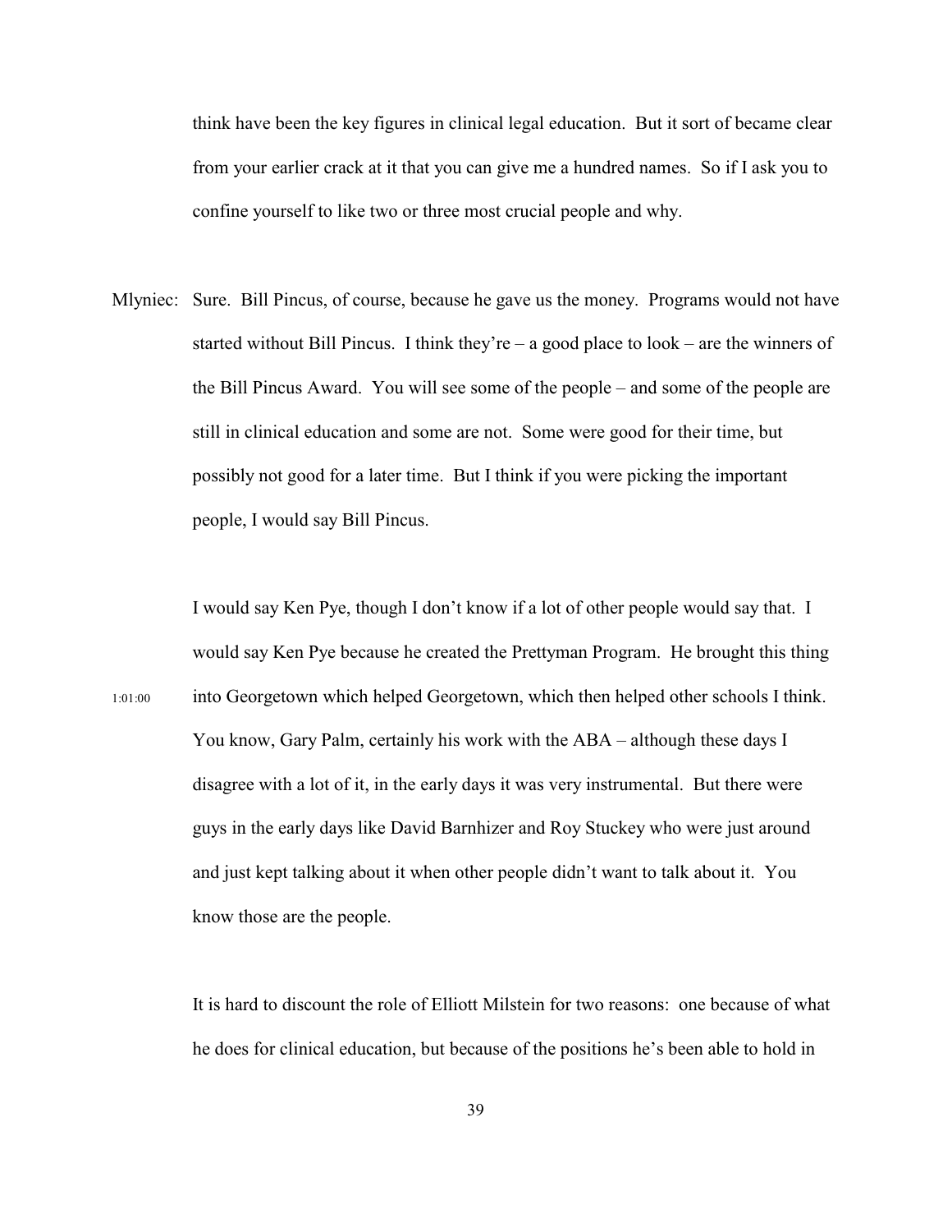think have been the key figures in clinical legal education. But it sort of became clear from your earlier crack at it that you can give me a hundred names. So if I ask you to confine yourself to like two or three most crucial people and why.

Mlyniec: Sure. Bill Pincus, of course, because he gave us the money. Programs would not have started without Bill Pincus. I think they're – a good place to look – are the winners of the Bill Pincus Award. You will see some of the people – and some of the people are still in clinical education and some are not. Some were good for their time, but possibly not good for a later time. But I think if you were picking the important people, I would say Bill Pincus.

I would say Ken Pye, though I don't know if a lot of other people would say that. I would say Ken Pye because he created the Prettyman Program. He brought this thing into Georgetown which helped Georgetown, which then helped other schools I think. You know, Gary Palm, certainly his work with the ABA – although these days I disagree with a lot of it, in the early days it was very instrumental. But there were guys in the early days like David Barnhizer and Roy Stuckey who were just around and just kept talking about it when other people didn't want to talk about it. You know those are the people.

1:01:00

It is hard to discount the role of Elliott Milstein for two reasons: one because of what he does for clinical education, but because of the positions he's been able to hold in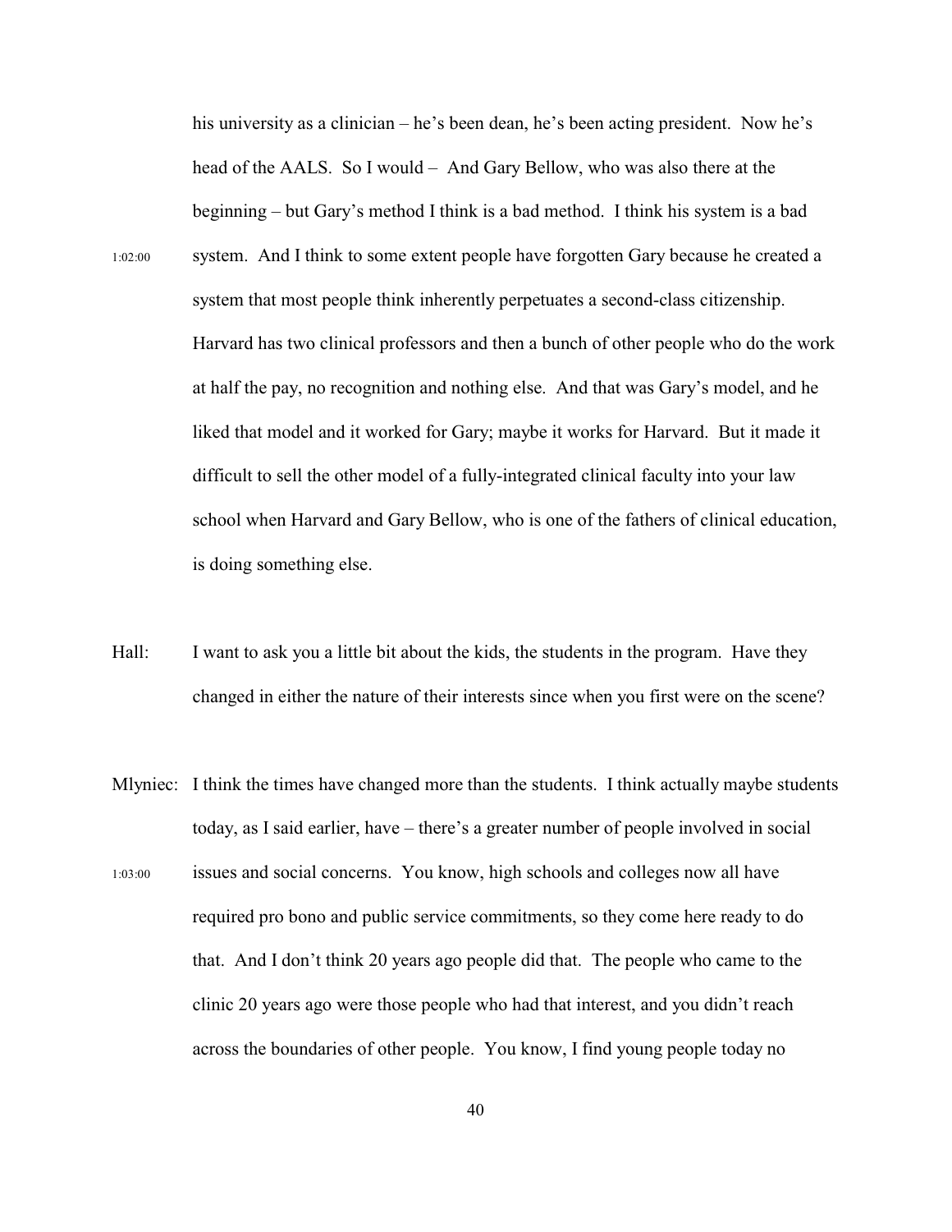his university as a clinician – he's been dean, he's been acting president. Now he's head of the AALS. So I would – And Gary Bellow, who was also there at the beginning – but Gary's method I think is a bad method. I think his system is a bad

1:02:00 system. And I think to some extent people have forgotten Gary because he created a system that most people think inherently perpetuates a second-class citizenship. Harvard has two clinical professors and then a bunch of other people who do the work at half the pay, no recognition and nothing else. And that was Gary's model, and he liked that model and it worked for Gary; maybe it works for Harvard. But it made it difficult to sell the other model of a fully-integrated clinical faculty into your law school when Harvard and Gary Bellow, who is one of the fathers of clinical education, is doing something else.

Hall: I want to ask you a little bit about the kids, the students in the program. Have they changed in either the nature of their interests since when you first were on the scene?

Mlyniec: I think the times have changed more than the students. I think actually maybe students today, as I said earlier, have – there's a greater number of people involved in social

1:03:00 issues and social concerns. You know, high schools and colleges now all have required pro bono and public service commitments, so they come here ready to do that. And I don't think 20 years ago people did that. The people who came to the clinic 20 years ago were those people who had that interest, and you didn't reach across the boundaries of other people. You know, I find young people today no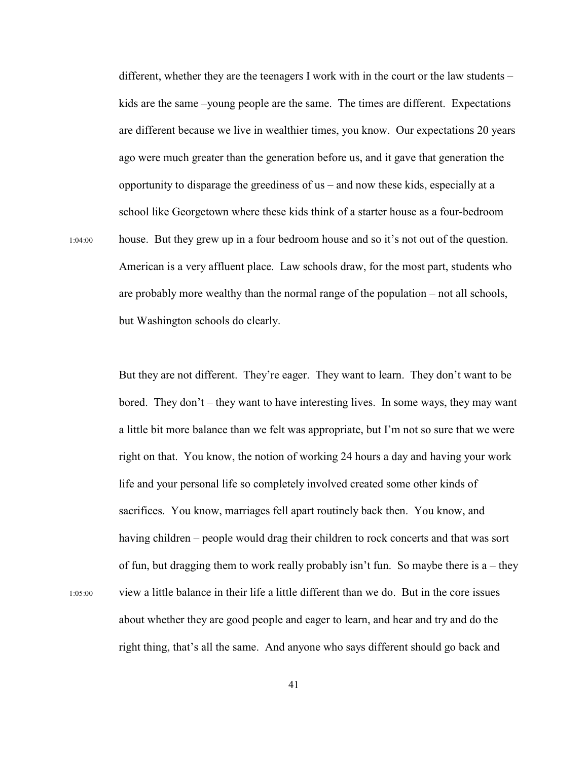different, whether they are the teenagers I work with in the court or the law students – kids are the same –young people are the same. The times are different. Expectations are different because we live in wealthier times, you know. Our expectations 20 years ago were much greater than the generation before us, and it gave that generation the opportunity to disparage the greediness of us – and now these kids, especially at a school like Georgetown where these kids think of a starter house as a four-bedroom house. But they grew up in a four bedroom house and so it's not out of the question. American is a very affluent place. Law schools draw, for the most part, students who are probably more wealthy than the normal range of the population – not all schools, but Washington schools do clearly.

1:04:00

But they are not different. They're eager. They want to learn. They don't want to be bored. They don't – they want to have interesting lives. In some ways, they may want a little bit more balance than we felt was appropriate, but I'm not so sure that we were right on that. You know, the notion of working 24 hours a day and having your work life and your personal life so completely involved created some other kinds of sacrifices. You know, marriages fell apart routinely back then. You know, and having children – people would drag their children to rock concerts and that was sort of fun, but dragging them to work really probably isn't fun. So maybe there is a – they view a little balance in their life a little different than we do. But in the core issues about whether they are good people and eager to learn, and hear and try and do the right thing, that's all the same. And anyone who says different should go back and

1:05:00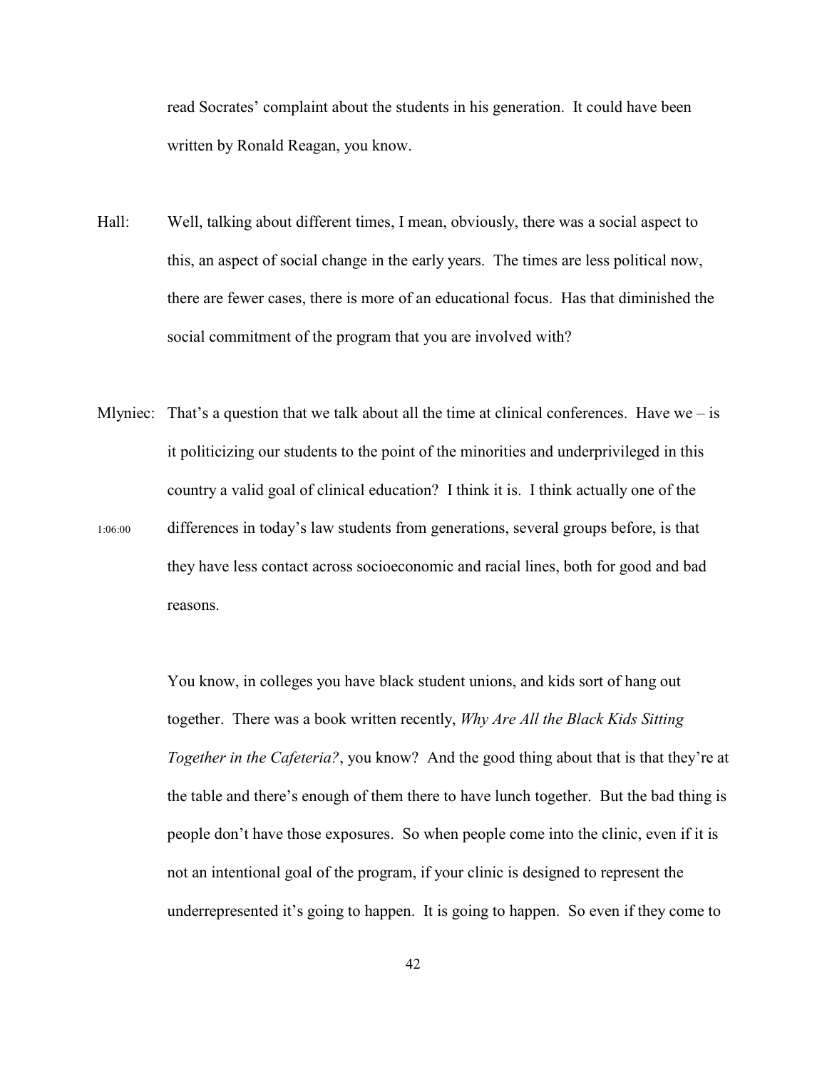read Socrates' complaint about the students in his generation. It could have been written by Ronald Reagan, you know.

Hall: Well, talking about different times, I mean, obviously, there was a social aspect to this, an aspect of social change in the early years. The times are less political now, there are fewer cases, there is more of an educational focus. Has that diminished the social commitment of the program that you are involved with?

Mlyniec: That's a question that we talk about all the time at clinical conferences. Have we – is it politicizing our students to the point of the minorities and underprivileged in this country a valid goal of clinical education? I think it is. I think actually one of the differences in today's law students from generations, several groups before, is that they have less contact across socioeconomic and racial lines, both for good and bad reasons.

1:06:00

You know, in colleges you have black student unions, and kids sort of hang out together. There was a book written recently, *Why Are All the Black Kids Sitting Together in the Cafeteria?*, you know? And the good thing about that is that they're at the table and there's enough of them there to have lunch together. But the bad thing is people don't have those exposures. So when people come into the clinic, even if it is not an intentional goal of the program, if your clinic is designed to represent the underrepresented it's going to happen. It is going to happen. So even if they come to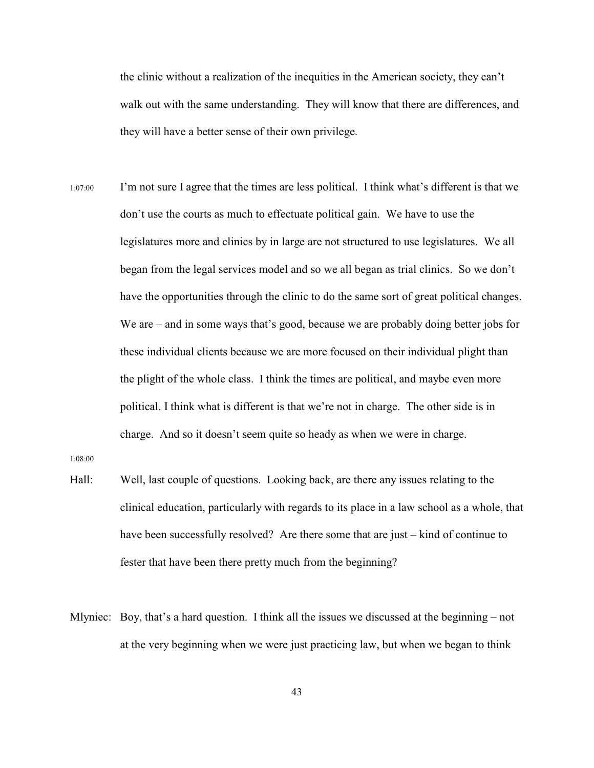the clinic without a realization of the inequities in the American society, they can't walk out with the same understanding. They will know that there are differences, and they will have a better sense of their own privilege.

1:07:00 I'm not sure I agree that the times are less political. I think what's different is that we don't use the courts as much to effectuate political gain. We have to use the legislatures more and clinics by in large are not structured to use legislatures. We all began from the legal services model and so we all began as trial clinics. So we don't have the opportunities through the clinic to do the same sort of great political changes. We are – and in some ways that's good, because we are probably doing better jobs for these individual clients because we are more focused on their individual plight than the plight of the whole class. I think the times are political, and maybe even more political. I think what is different is that we're not in charge. The other side is in charge. And so it doesn't seem quite so heady as when we were in charge.

1:08:00

Hall: Well, last couple of questions. Looking back, are there any issues relating to the clinical education, particularly with regards to its place in a law school as a whole, that have been successfully resolved? Are there some that are just – kind of continue to fester that have been there pretty much from the beginning?

Mlyniec: Boy, that's a hard question. I think all the issues we discussed at the beginning – not at the very beginning when we were just practicing law, but when we began to think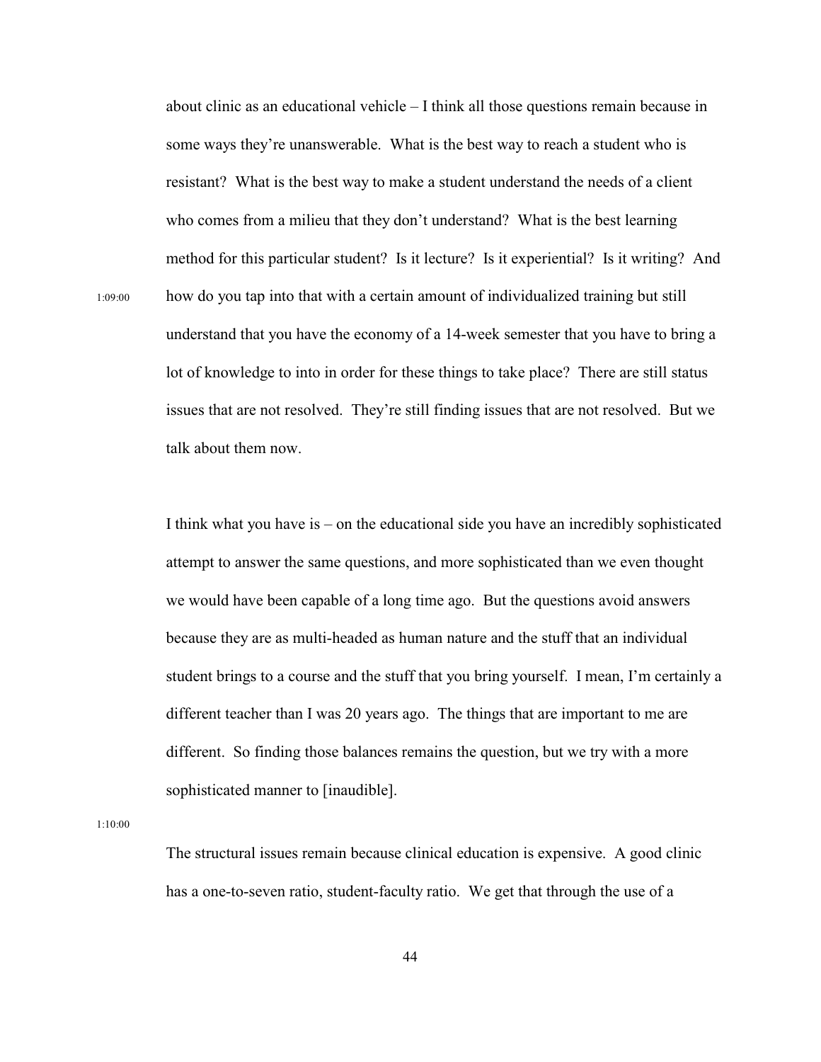about clinic as an educational vehicle – I think all those questions remain because in some ways they're unanswerable. What is the best way to reach a student who is resistant? What is the best way to make a student understand the needs of a client who comes from a milieu that they don't understand? What is the best learning method for this particular student? Is it lecture? Is it experiential? Is it writing? And how do you tap into that with a certain amount of individualized training but still understand that you have the economy of a 14-week semester that you have to bring a lot of knowledge to into in order for these things to take place? There are still status issues that are not resolved. They're still finding issues that are not resolved. But we talk about them now.

1:09:00

I think what you have is – on the educational side you have an incredibly sophisticated attempt to answer the same questions, and more sophisticated than we even thought we would have been capable of a long time ago. But the questions avoid answers because they are as multi-headed as human nature and the stuff that an individual student brings to a course and the stuff that you bring yourself. I mean, I'm certainly a different teacher than I was 20 years ago. The things that are important to me are different. So finding those balances remains the question, but we try with a more sophisticated manner to [inaudible].

1:10:00

The structural issues remain because clinical education is expensive. A good clinic has a one-to-seven ratio, student-faculty ratio. We get that through the use of a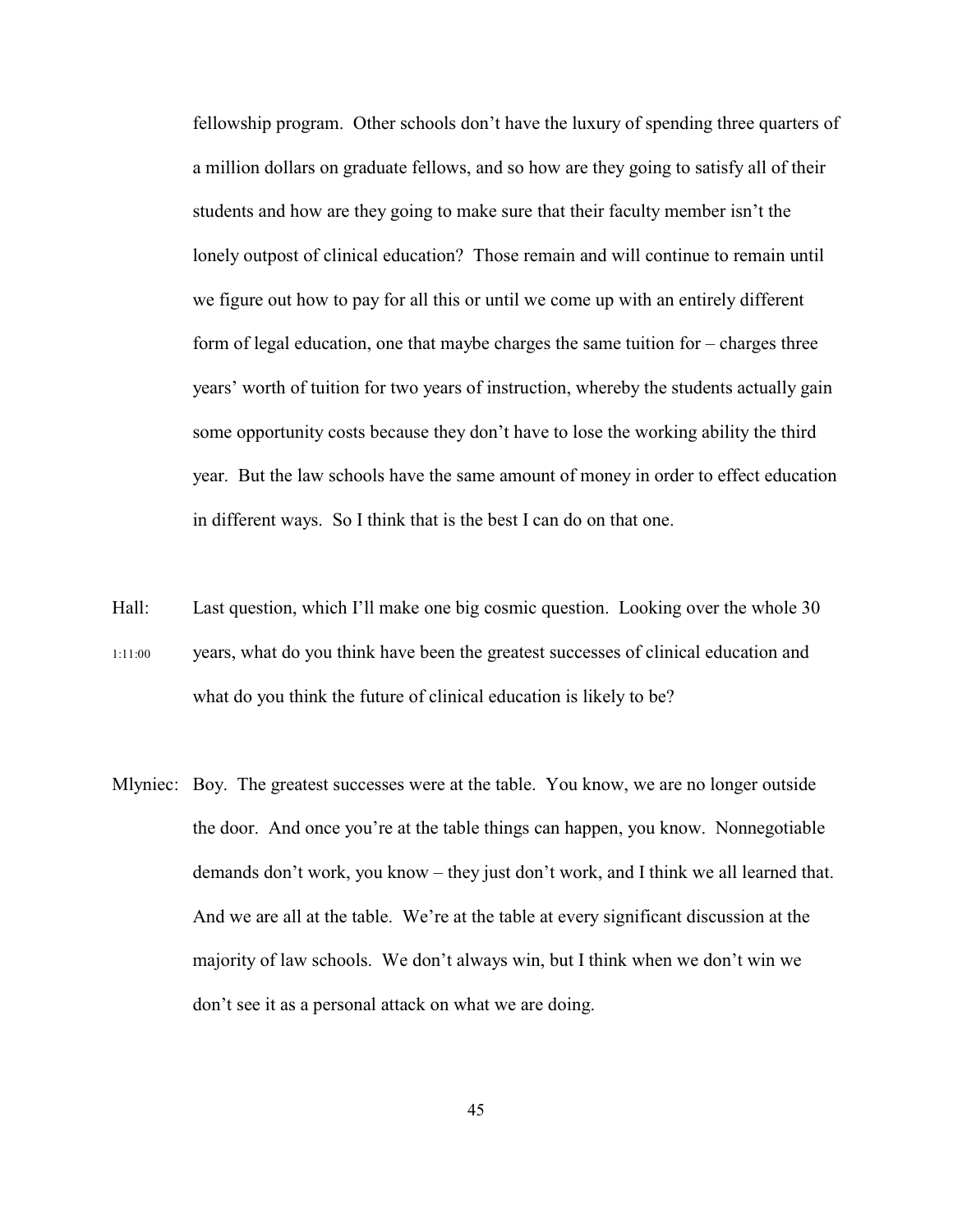fellowship program. Other schools don't have the luxury of spending three quarters of a million dollars on graduate fellows, and so how are they going to satisfy all of their students and how are they going to make sure that their faculty member isn't the lonely outpost of clinical education? Those remain and will continue to remain until we figure out how to pay for all this or until we come up with an entirely different form of legal education, one that maybe charges the same tuition for – charges three years' worth of tuition for two years of instruction, whereby the students actually gain some opportunity costs because they don't have to lose the working ability the third year. But the law schools have the same amount of money in order to effect education in different ways. So I think that is the best I can do on that one.

Hall: Last question, which I'll make one big cosmic question. Looking over the whole 30 years, what do you think have been the greatest successes of clinical education and what do you think the future of clinical education is likely to be?

1:11:00

Mlyniec: Boy. The greatest successes were at the table. You know, we are no longer outside the door. And once you're at the table things can happen, you know. Nonnegotiable demands don't work, you know – they just don't work, and I think we all learned that. And we are all at the table. We're at the table at every significant discussion at the majority of law schools. We don't always win, but I think when we don't win we don't see it as a personal attack on what we are doing.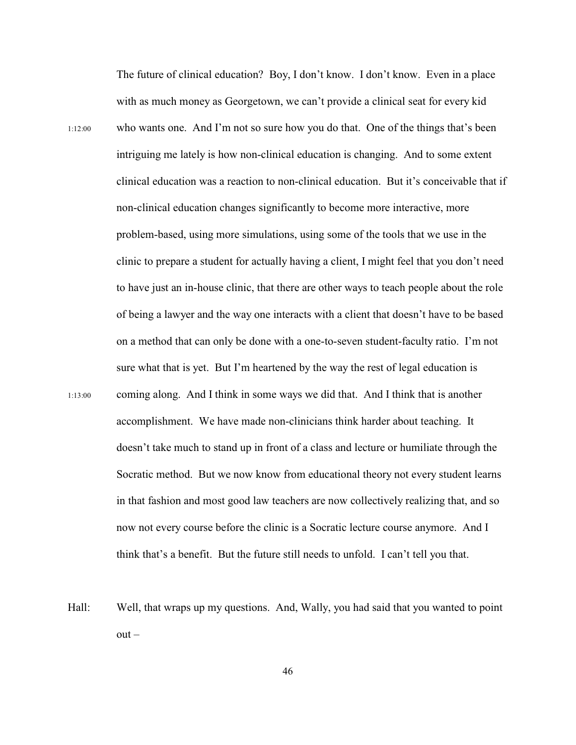The future of clinical education? Boy, I don't know. I don't know. Even in a place with as much money as Georgetown, we can't provide a clinical seat for every kid

1:12:00 who wants one. And I'm not so sure how you do that. One of the things that's been intriguing me lately is how non-clinical education is changing. And to some extent clinical education was a reaction to non-clinical education. But it's conceivable that if non-clinical education changes significantly to become more interactive, more problem-based, using more simulations, using some of the tools that we use in the clinic to prepare a student for actually having a client, I might feel that you don't need to have just an in-house clinic, that there are other ways to teach people about the role of being a lawyer and the way one interacts with a client that doesn't have to be based on a method that can only be done with a one-to-seven student-faculty ratio. I'm not sure what that is yet. But I'm heartened by the way the rest of legal education is

1:13:00 coming along. And I think in some ways we did that. And I think that is another accomplishment. We have made non-clinicians think harder about teaching. It doesn't take much to stand up in front of a class and lecture or humiliate through the Socratic method. But we now know from educational theory not every student learns in that fashion and most good law teachers are now collectively realizing that, and so now not every course before the clinic is a Socratic lecture course anymore. And I think that's a benefit. But the future still needs to unfold. I can't tell you that.

Hall: Well, that wraps up my questions. And, Wally, you had said that you wanted to point out –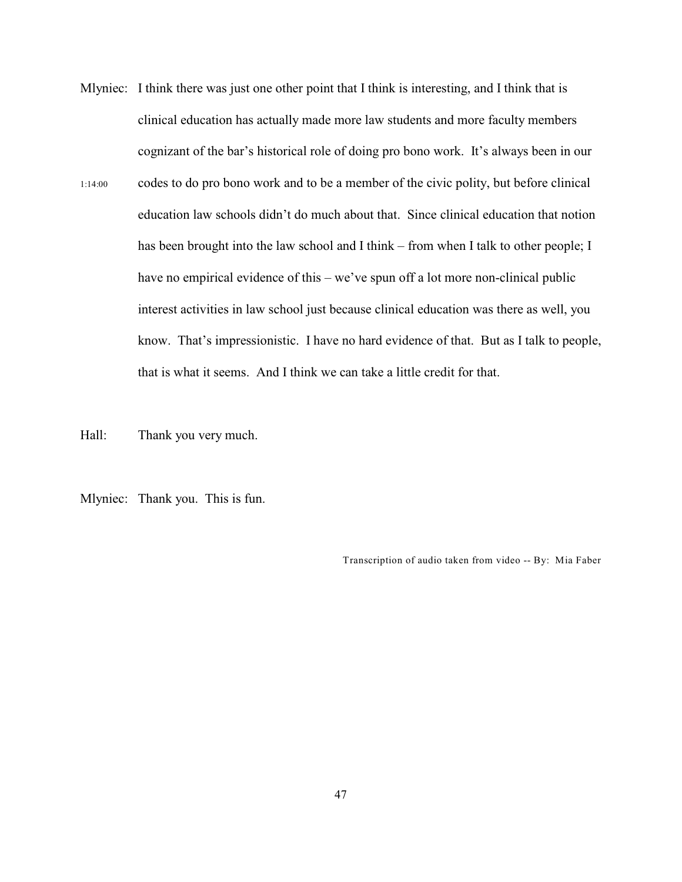Mlyniec: I think there was just one other point that I think is interesting, and I think that is clinical education has actually made more law students and more faculty members cognizant of the bar's historical role of doing pro bono work. It's always been in our codes to do pro bono work and to be a member of the civic polity, but before clinical education law schools didn't do much about that. Since clinical education that notion has been brought into the law school and I think – from when I talk to other people; I have no empirical evidence of this – we've spun off a lot more non-clinical public interest activities in law school just because clinical education was there as well, you know. That's impressionistic. I have no hard evidence of that. But as I talk to people, that is what it seems. And I think we can take a little credit for that.

1:14:00

Hall: Thank you very much.

Mlyniec: Thank you. This is fun.

Transcription of audio taken from video -- By: Mia Faber